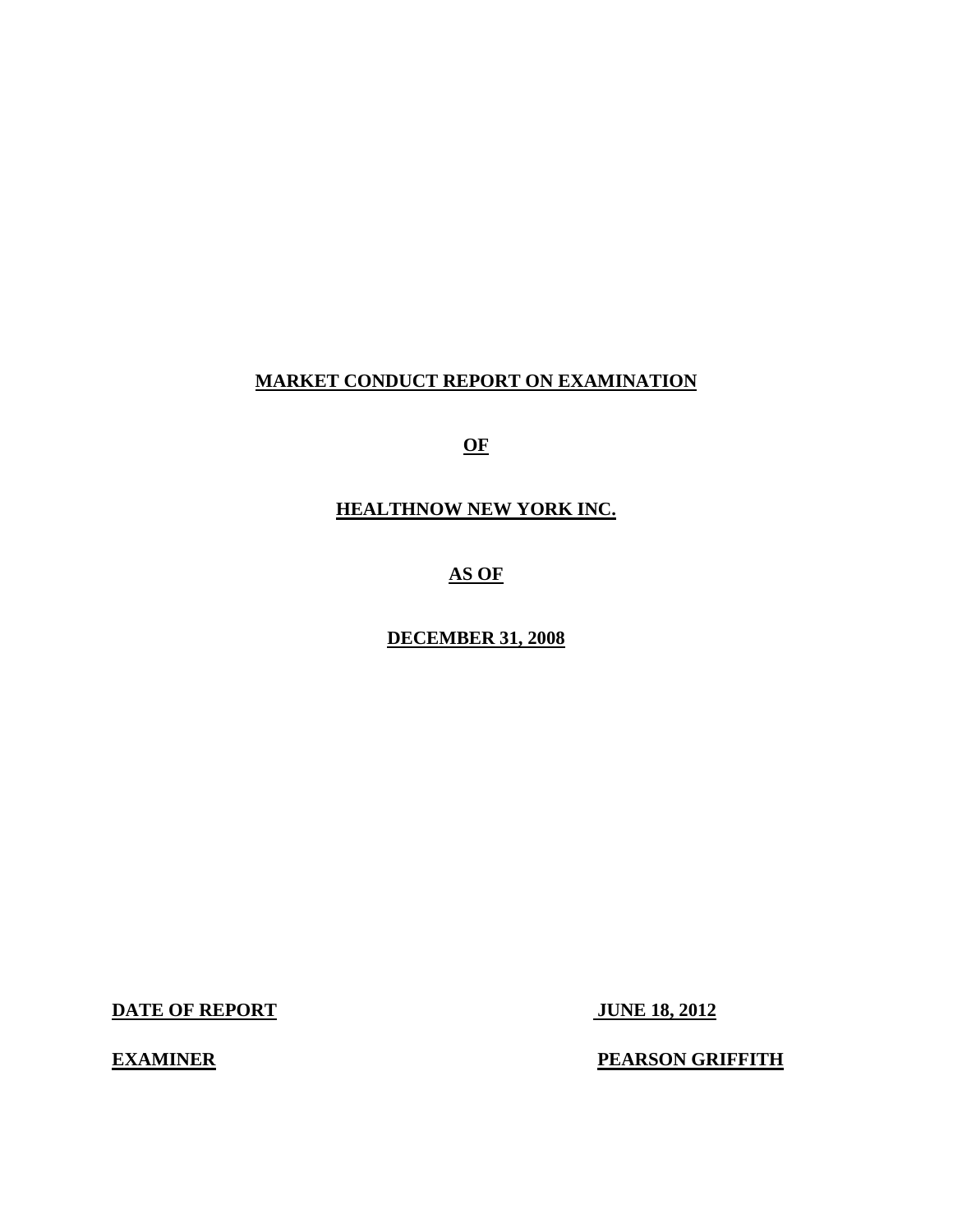# MARKET CONDUCT REPORT ON EXAMINATION

# OF

# HEALTHNOW NEW YORK INC.

# AS OF

# DECEMBER 31, 2008

**DATE OF REPORT** **JUNE 18, 2012**

**EXAMINER** **PEARSON GRIFFITH**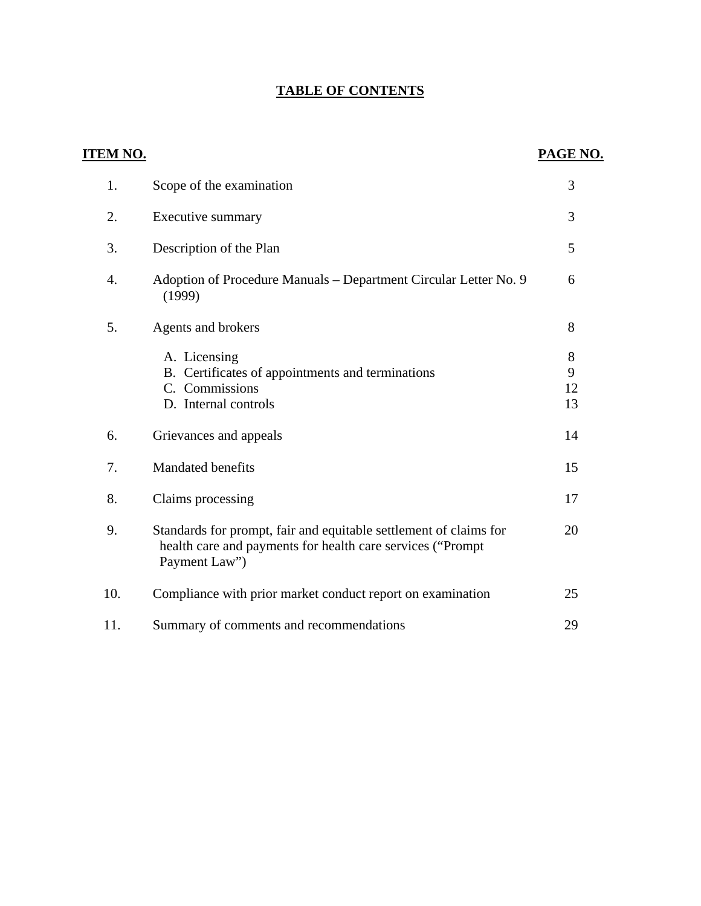# TABLE OF CONTENTS

| ITEM NO. | | PAGE NO. |
|---|---|---|
| 1. | Scope of the examination | 3 |
| 2. | Executive summary | 3 |
| 3. | Description of the Plan | 5 |
| 4. | Adoption of Procedure Manuals – Department Circular Letter No. 9 (1999) | 6 |
| 5. | Agents and brokers | 8 |
| | A. Licensing | 8 |
| | B. Certificates of appointments and terminations | 9 |
| | C. Commissions | 12 |
| | D. Internal controls | 13 |
| 6. | Grievances and appeals | 14 |
| 7. | Mandated benefits | 15 |
| 8. | Claims processing | 17 |
| 9. | Standards for prompt, fair and equitable settlement of claims for health care and payments for health care services ("Prompt Payment Law") | 20 |
| 10. | Compliance with prior market conduct report on examination | 25 |
| 11. | Summary of comments and recommendations | 29 |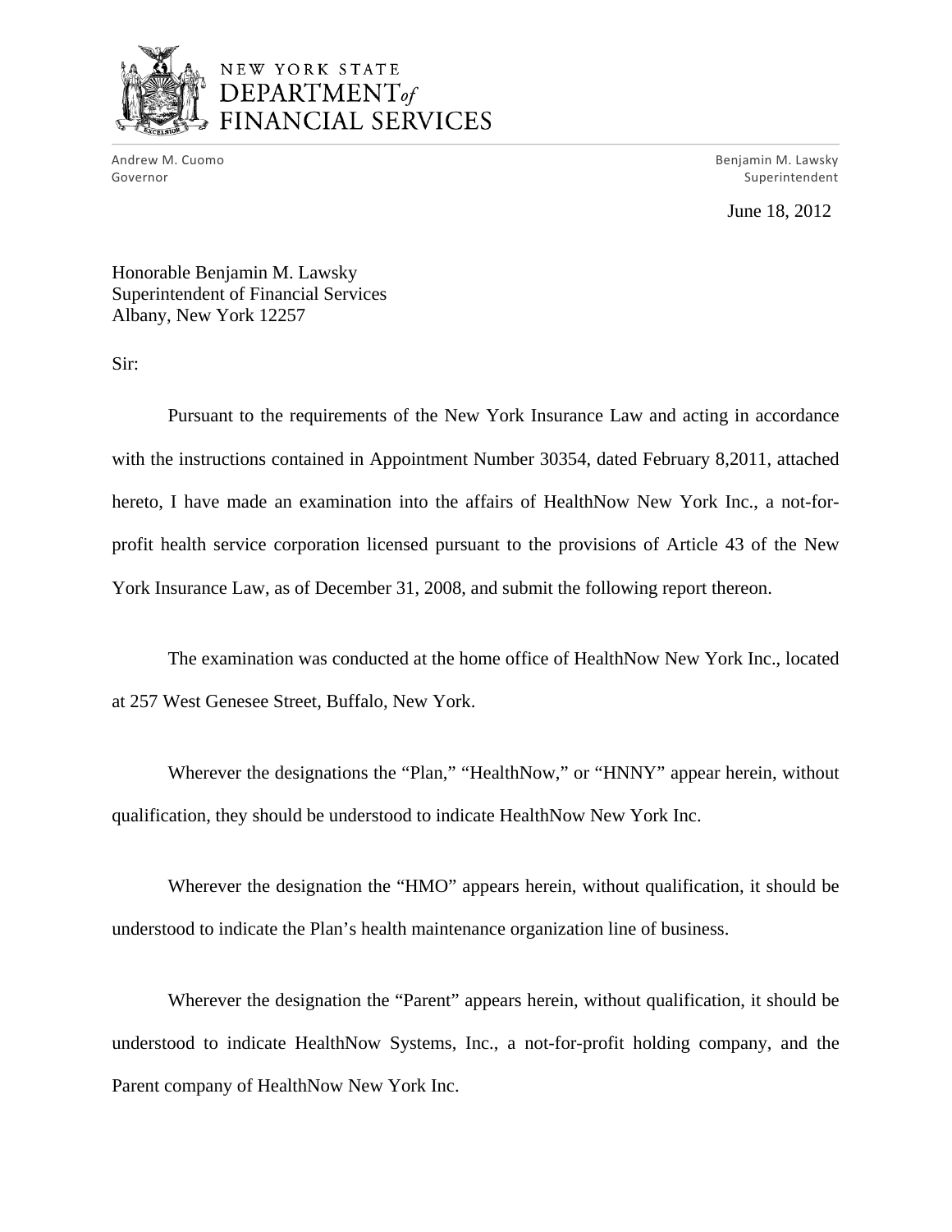NEW YORK STATE
DEPARTMENT *of*
FINANCIAL SERVICES

Andrew M. Cuomo
Governor

Benjamin M. Lawsky
Superintendent

June 18, 2012

Honorable Benjamin M. Lawsky
Superintendent of Financial Services
Albany, New York 12257

Sir:

Pursuant to the requirements of the New York Insurance Law and acting in accordance with the instructions contained in Appointment Number 30354, dated February 8,2011, attached hereto, I have made an examination into the affairs of HealthNow New York Inc., a not-for-profit health service corporation licensed pursuant to the provisions of Article 43 of the New York Insurance Law, as of December 31, 2008, and submit the following report thereon.

The examination was conducted at the home office of HealthNow New York Inc., located at 257 West Genesee Street, Buffalo, New York.

Wherever the designations the "Plan," "HealthNow," or "HNNY" appear herein, without qualification, they should be understood to indicate HealthNow New York Inc.

Wherever the designation the "HMO" appears herein, without qualification, it should be understood to indicate the Plan's health maintenance organization line of business.

Wherever the designation the "Parent" appears herein, without qualification, it should be understood to indicate HealthNow Systems, Inc., a not-for-profit holding company, and the Parent company of HealthNow New York Inc.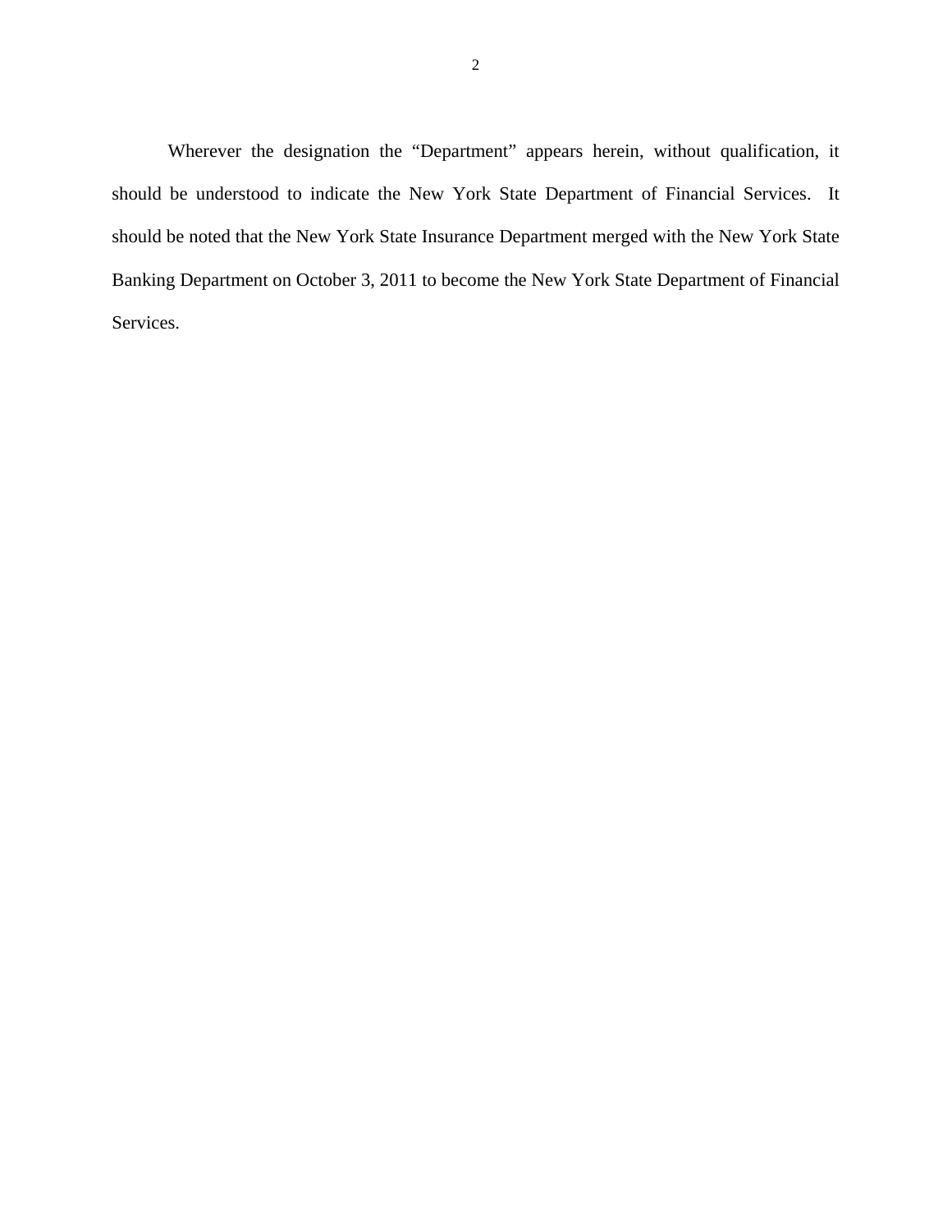Wherever the designation the "Department" appears herein, without qualification, it should be understood to indicate the New York State Department of Financial Services. It should be noted that the New York State Insurance Department merged with the New York State Banking Department on October 3, 2011 to become the New York State Department of Financial Services.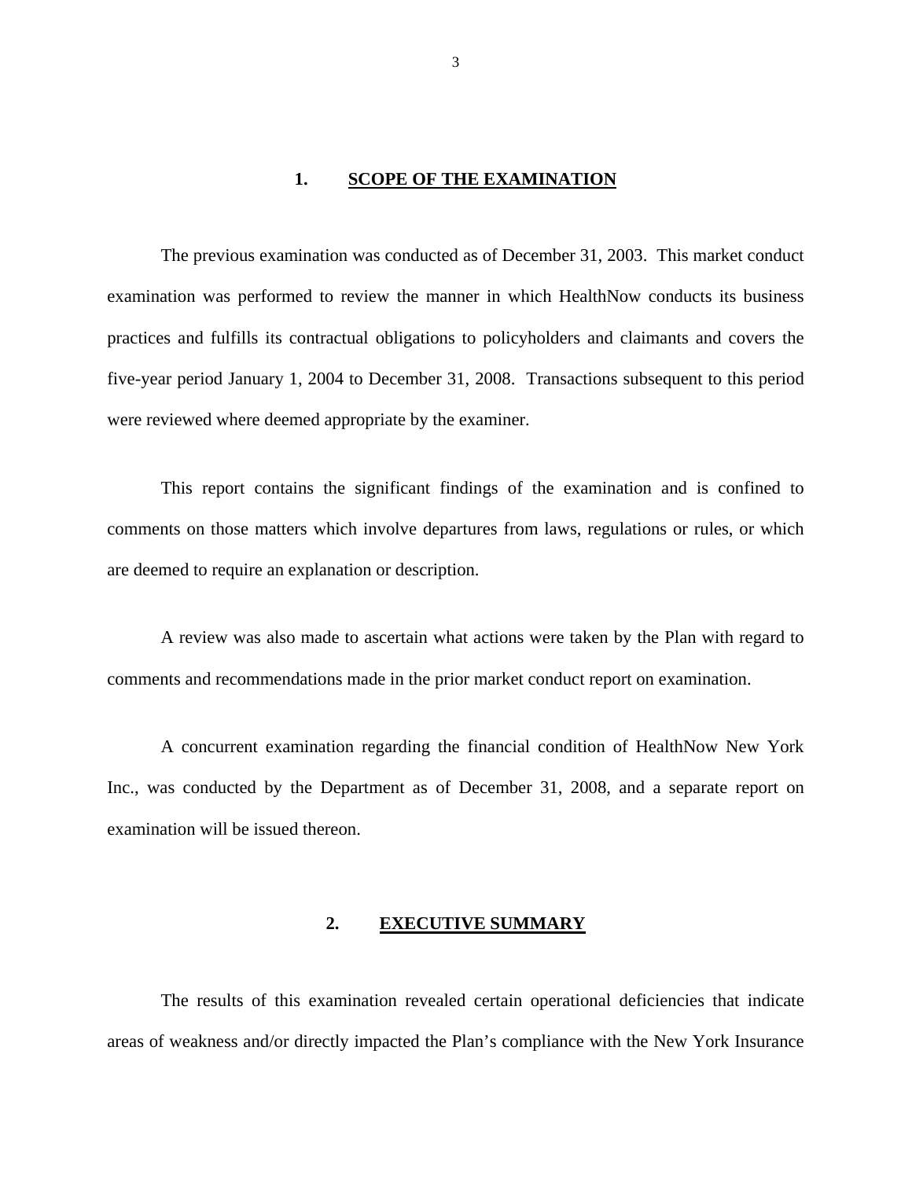## 1. SCOPE OF THE EXAMINATION

The previous examination was conducted as of December 31, 2003. This market conduct examination was performed to review the manner in which HealthNow conducts its business practices and fulfills its contractual obligations to policyholders and claimants and covers the five-year period January 1, 2004 to December 31, 2008. Transactions subsequent to this period were reviewed where deemed appropriate by the examiner.

This report contains the significant findings of the examination and is confined to comments on those matters which involve departures from laws, regulations or rules, or which are deemed to require an explanation or description.

A review was also made to ascertain what actions were taken by the Plan with regard to comments and recommendations made in the prior market conduct report on examination.

A concurrent examination regarding the financial condition of HealthNow New York Inc., was conducted by the Department as of December 31, 2008, and a separate report on examination will be issued thereon.

## 2. EXECUTIVE SUMMARY

The results of this examination revealed certain operational deficiencies that indicate areas of weakness and/or directly impacted the Plan's compliance with the New York Insurance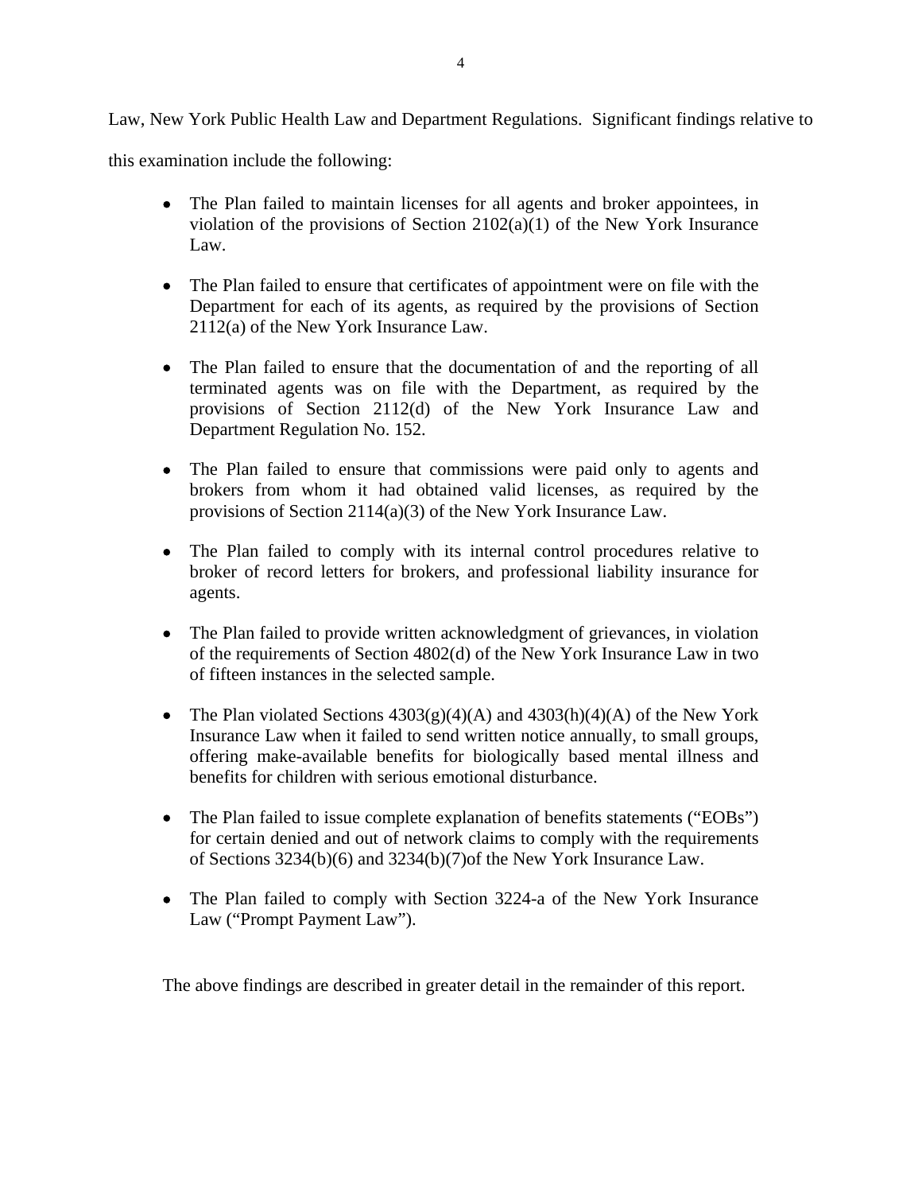Law, New York Public Health Law and Department Regulations. Significant findings relative to this examination include the following:

- The Plan failed to maintain licenses for all agents and broker appointees, in violation of the provisions of Section 2102(a)(1) of the New York Insurance Law.

- The Plan failed to ensure that certificates of appointment were on file with the Department for each of its agents, as required by the provisions of Section 2112(a) of the New York Insurance Law.

- The Plan failed to ensure that the documentation of and the reporting of all terminated agents was on file with the Department, as required by the provisions of Section 2112(d) of the New York Insurance Law and Department Regulation No. 152.

- The Plan failed to ensure that commissions were paid only to agents and brokers from whom it had obtained valid licenses, as required by the provisions of Section 2114(a)(3) of the New York Insurance Law.

- The Plan failed to comply with its internal control procedures relative to broker of record letters for brokers, and professional liability insurance for agents.

- The Plan failed to provide written acknowledgment of grievances, in violation of the requirements of Section 4802(d) of the New York Insurance Law in two of fifteen instances in the selected sample.

- The Plan violated Sections 4303(g)(4)(A) and 4303(h)(4)(A) of the New York Insurance Law when it failed to send written notice annually, to small groups, offering make-available benefits for biologically based mental illness and benefits for children with serious emotional disturbance.

- The Plan failed to issue complete explanation of benefits statements ("EOBs") for certain denied and out of network claims to comply with the requirements of Sections 3234(b)(6) and 3234(b)(7)of the New York Insurance Law.

- The Plan failed to comply with Section 3224-a of the New York Insurance Law ("Prompt Payment Law").

The above findings are described in greater detail in the remainder of this report.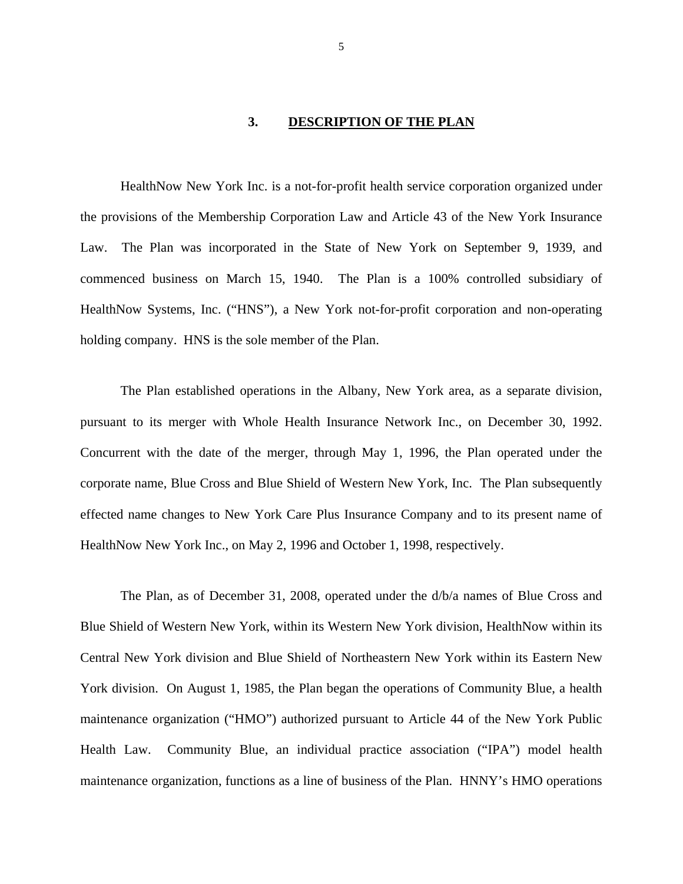## 3. DESCRIPTION OF THE PLAN

HealthNow New York Inc. is a not-for-profit health service corporation organized under the provisions of the Membership Corporation Law and Article 43 of the New York Insurance Law. The Plan was incorporated in the State of New York on September 9, 1939, and commenced business on March 15, 1940. The Plan is a 100% controlled subsidiary of HealthNow Systems, Inc. ("HNS"), a New York not-for-profit corporation and non-operating holding company. HNS is the sole member of the Plan.

The Plan established operations in the Albany, New York area, as a separate division, pursuant to its merger with Whole Health Insurance Network Inc., on December 30, 1992. Concurrent with the date of the merger, through May 1, 1996, the Plan operated under the corporate name, Blue Cross and Blue Shield of Western New York, Inc. The Plan subsequently effected name changes to New York Care Plus Insurance Company and to its present name of HealthNow New York Inc., on May 2, 1996 and October 1, 1998, respectively.

The Plan, as of December 31, 2008, operated under the d/b/a names of Blue Cross and Blue Shield of Western New York, within its Western New York division, HealthNow within its Central New York division and Blue Shield of Northeastern New York within its Eastern New York division. On August 1, 1985, the Plan began the operations of Community Blue, a health maintenance organization ("HMO") authorized pursuant to Article 44 of the New York Public Health Law. Community Blue, an individual practice association ("IPA") model health maintenance organization, functions as a line of business of the Plan. HNNY's HMO operations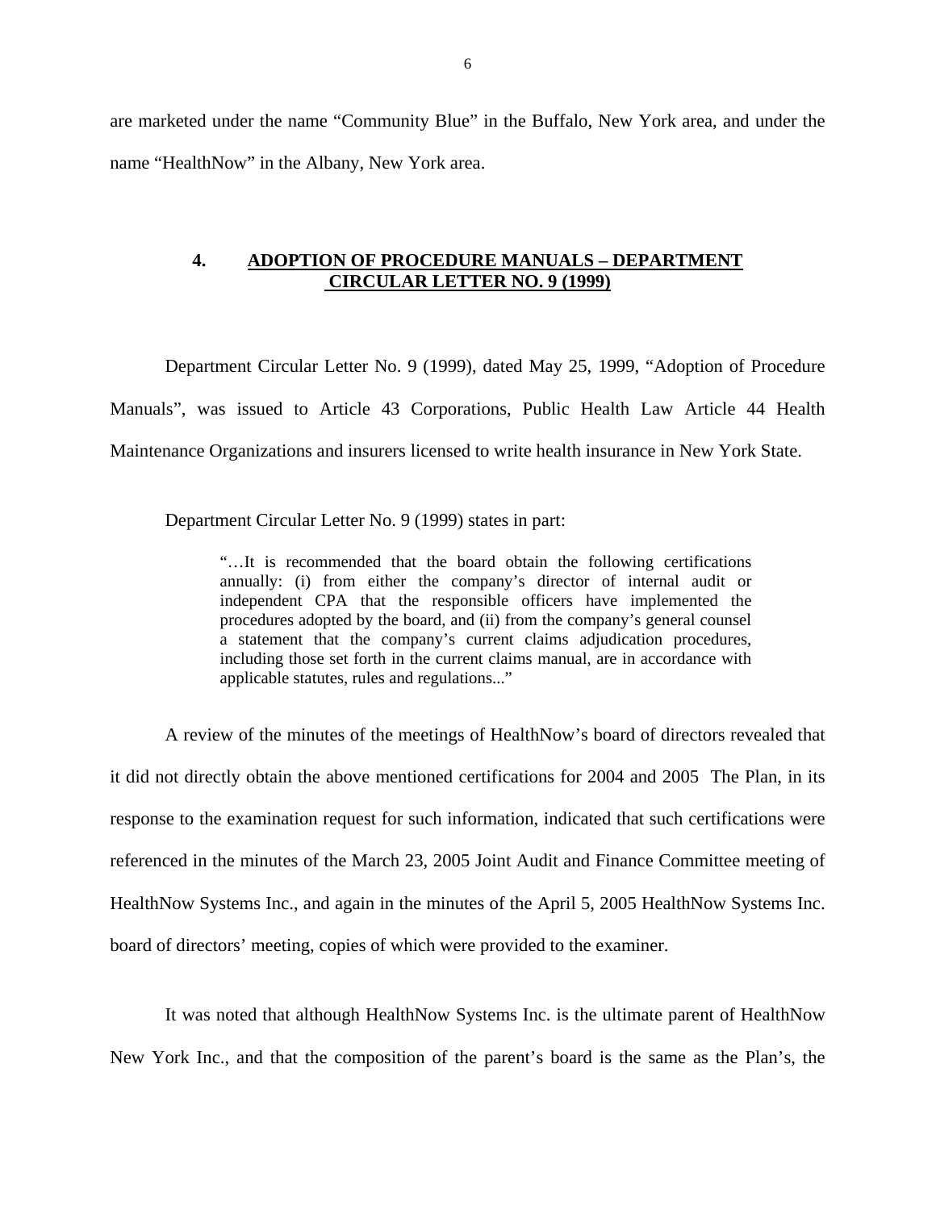are marketed under the name "Community Blue" in the Buffalo, New York area, and under the name "HealthNow" in the Albany, New York area.

## 4. ADOPTION OF PROCEDURE MANUALS – DEPARTMENT CIRCULAR LETTER NO. 9 (1999)

Department Circular Letter No. 9 (1999), dated May 25, 1999, "Adoption of Procedure Manuals", was issued to Article 43 Corporations, Public Health Law Article 44 Health Maintenance Organizations and insurers licensed to write health insurance in New York State.

Department Circular Letter No. 9 (1999) states in part:

> "…It is recommended that the board obtain the following certifications annually: (i) from either the company's director of internal audit or independent CPA that the responsible officers have implemented the procedures adopted by the board, and (ii) from the company's general counsel a statement that the company's current claims adjudication procedures, including those set forth in the current claims manual, are in accordance with applicable statutes, rules and regulations..."

A review of the minutes of the meetings of HealthNow's board of directors revealed that it did not directly obtain the above mentioned certifications for 2004 and 2005 The Plan, in its response to the examination request for such information, indicated that such certifications were referenced in the minutes of the March 23, 2005 Joint Audit and Finance Committee meeting of HealthNow Systems Inc., and again in the minutes of the April 5, 2005 HealthNow Systems Inc. board of directors' meeting, copies of which were provided to the examiner.

It was noted that although HealthNow Systems Inc. is the ultimate parent of HealthNow New York Inc., and that the composition of the parent's board is the same as the Plan's, the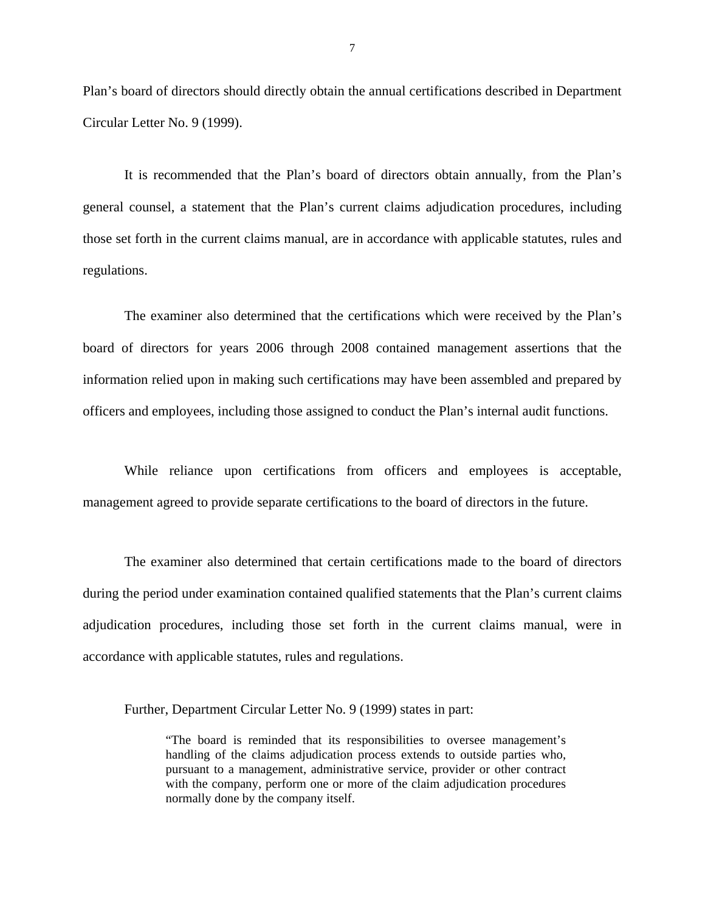Plan's board of directors should directly obtain the annual certifications described in Department Circular Letter No. 9 (1999).

It is recommended that the Plan's board of directors obtain annually, from the Plan's general counsel, a statement that the Plan's current claims adjudication procedures, including those set forth in the current claims manual, are in accordance with applicable statutes, rules and regulations.

The examiner also determined that the certifications which were received by the Plan's board of directors for years 2006 through 2008 contained management assertions that the information relied upon in making such certifications may have been assembled and prepared by officers and employees, including those assigned to conduct the Plan's internal audit functions.

While reliance upon certifications from officers and employees is acceptable, management agreed to provide separate certifications to the board of directors in the future.

The examiner also determined that certain certifications made to the board of directors during the period under examination contained qualified statements that the Plan's current claims adjudication procedures, including those set forth in the current claims manual, were in accordance with applicable statutes, rules and regulations.

Further, Department Circular Letter No. 9 (1999) states in part:

> "The board is reminded that its responsibilities to oversee management's handling of the claims adjudication process extends to outside parties who, pursuant to a management, administrative service, provider or other contract with the company, perform one or more of the claim adjudication procedures normally done by the company itself.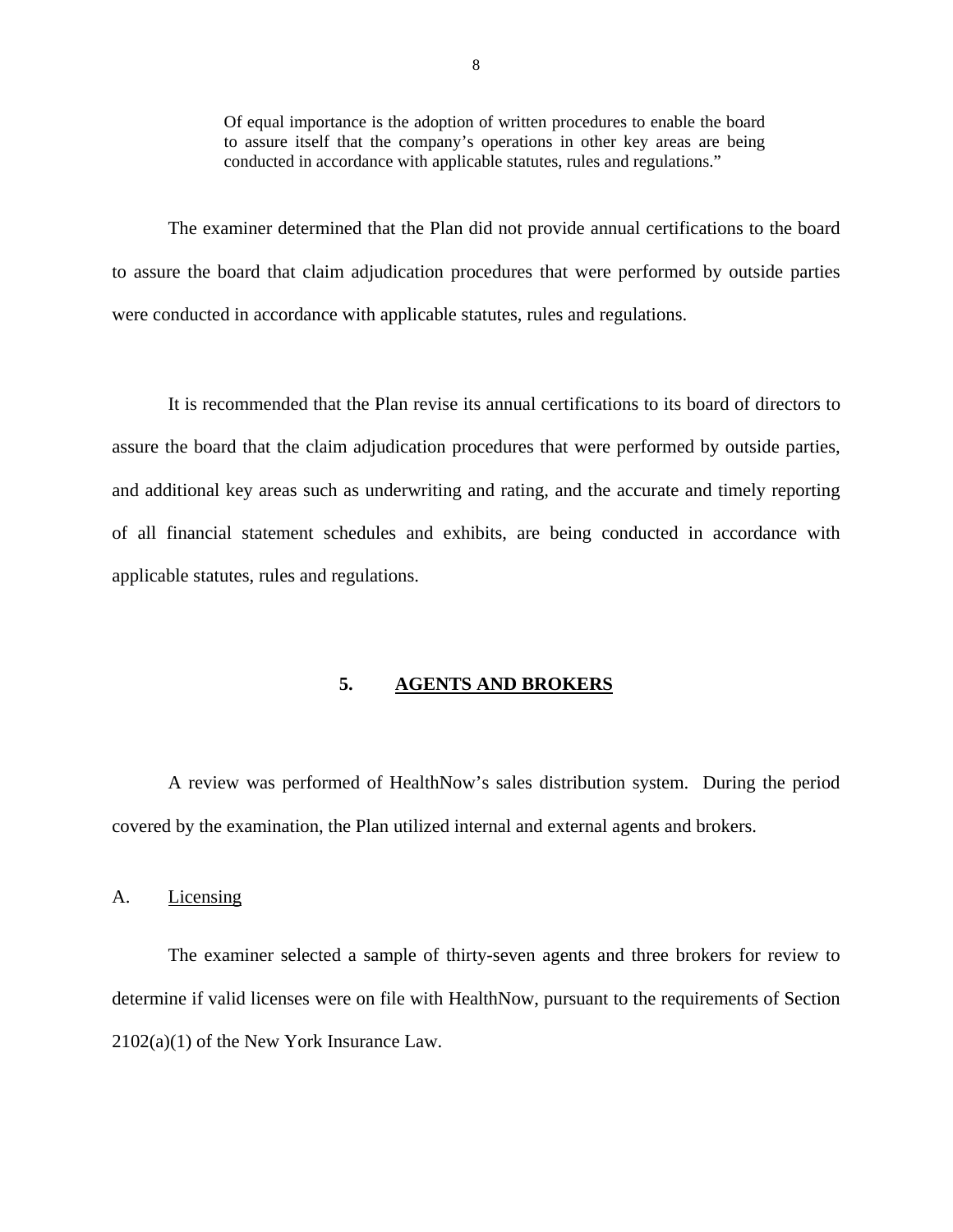> Of equal importance is the adoption of written procedures to enable the board to assure itself that the company's operations in other key areas are being conducted in accordance with applicable statutes, rules and regulations."

The examiner determined that the Plan did not provide annual certifications to the board to assure the board that claim adjudication procedures that were performed by outside parties were conducted in accordance with applicable statutes, rules and regulations.

It is recommended that the Plan revise its annual certifications to its board of directors to assure the board that the claim adjudication procedures that were performed by outside parties, and additional key areas such as underwriting and rating, and the accurate and timely reporting of all financial statement schedules and exhibits, are being conducted in accordance with applicable statutes, rules and regulations.

## 5. AGENTS AND BROKERS

A review was performed of HealthNow's sales distribution system. During the period covered by the examination, the Plan utilized internal and external agents and brokers.

### A. Licensing

The examiner selected a sample of thirty-seven agents and three brokers for review to determine if valid licenses were on file with HealthNow, pursuant to the requirements of Section 2102(a)(1) of the New York Insurance Law.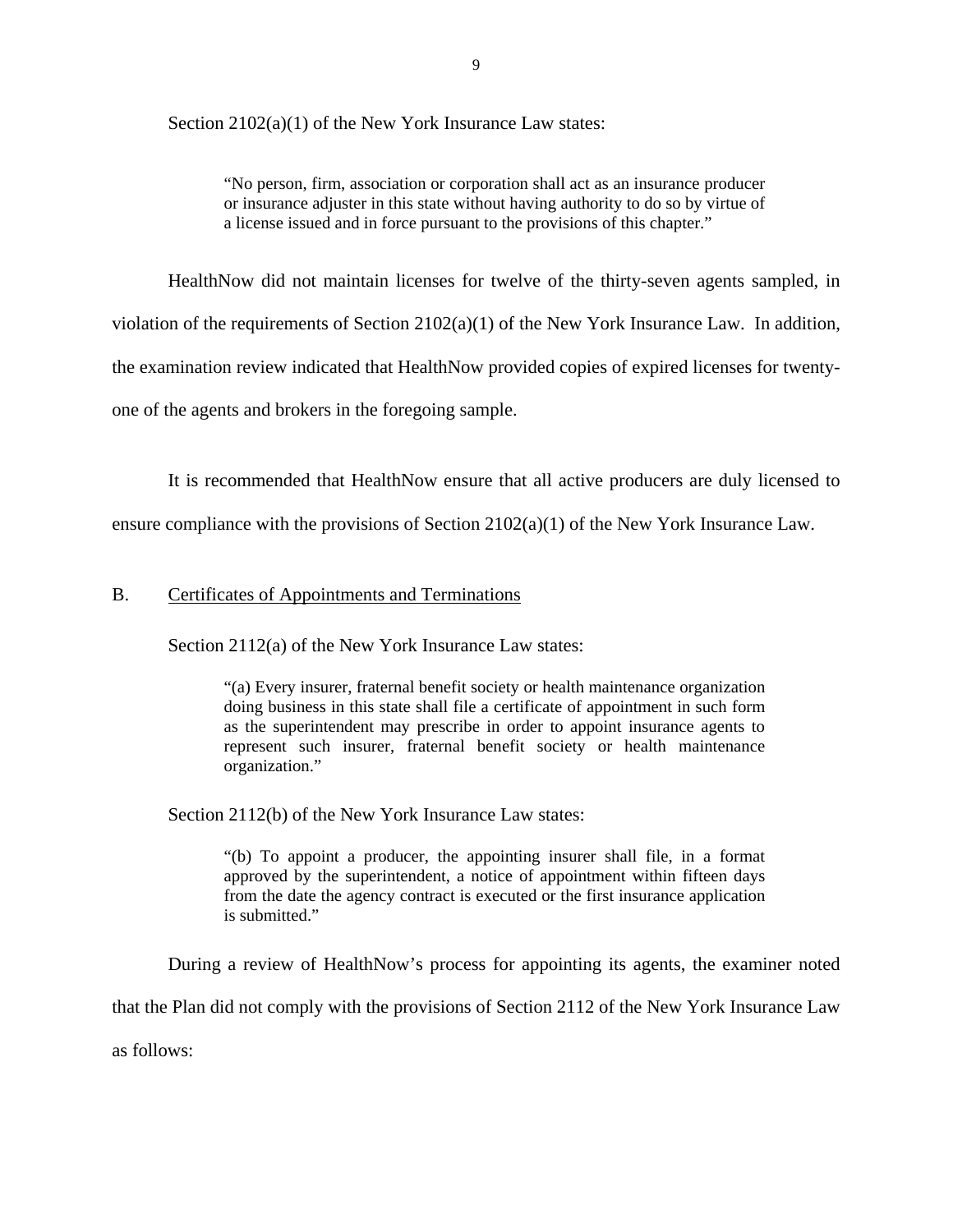Section 2102(a)(1) of the New York Insurance Law states:

> "No person, firm, association or corporation shall act as an insurance producer or insurance adjuster in this state without having authority to do so by virtue of a license issued and in force pursuant to the provisions of this chapter."

HealthNow did not maintain licenses for twelve of the thirty-seven agents sampled, in violation of the requirements of Section 2102(a)(1) of the New York Insurance Law. In addition, the examination review indicated that HealthNow provided copies of expired licenses for twenty-one of the agents and brokers in the foregoing sample.

It is recommended that HealthNow ensure that all active producers are duly licensed to ensure compliance with the provisions of Section 2102(a)(1) of the New York Insurance Law.

## B. Certificates of Appointments and Terminations

Section 2112(a) of the New York Insurance Law states:

> "(a) Every insurer, fraternal benefit society or health maintenance organization doing business in this state shall file a certificate of appointment in such form as the superintendent may prescribe in order to appoint insurance agents to represent such insurer, fraternal benefit society or health maintenance organization."

Section 2112(b) of the New York Insurance Law states:

> "(b) To appoint a producer, the appointing insurer shall file, in a format approved by the superintendent, a notice of appointment within fifteen days from the date the agency contract is executed or the first insurance application is submitted."

During a review of HealthNow's process for appointing its agents, the examiner noted that the Plan did not comply with the provisions of Section 2112 of the New York Insurance Law as follows: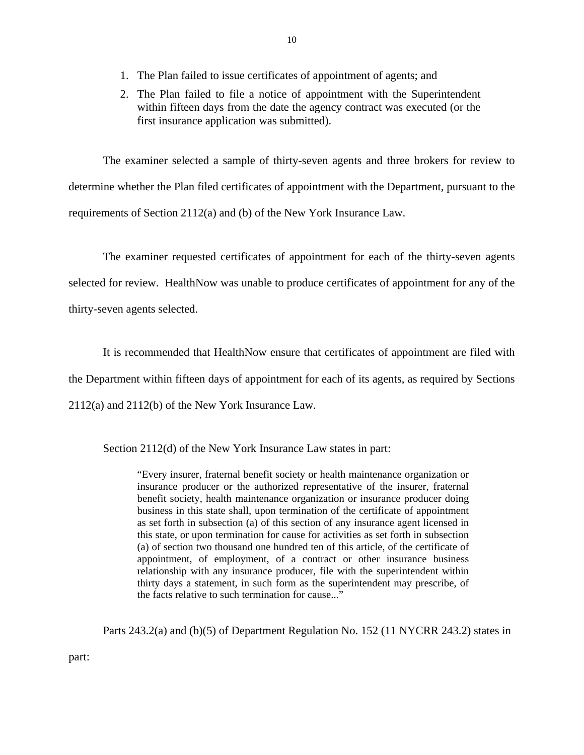1. The Plan failed to issue certificates of appointment of agents; and
2. The Plan failed to file a notice of appointment with the Superintendent within fifteen days from the date the agency contract was executed (or the first insurance application was submitted).

The examiner selected a sample of thirty-seven agents and three brokers for review to determine whether the Plan filed certificates of appointment with the Department, pursuant to the requirements of Section 2112(a) and (b) of the New York Insurance Law.

The examiner requested certificates of appointment for each of the thirty-seven agents selected for review. HealthNow was unable to produce certificates of appointment for any of the thirty-seven agents selected.

It is recommended that HealthNow ensure that certificates of appointment are filed with the Department within fifteen days of appointment for each of its agents, as required by Sections 2112(a) and 2112(b) of the New York Insurance Law.

Section 2112(d) of the New York Insurance Law states in part:

> "Every insurer, fraternal benefit society or health maintenance organization or insurance producer or the authorized representative of the insurer, fraternal benefit society, health maintenance organization or insurance producer doing business in this state shall, upon termination of the certificate of appointment as set forth in subsection (a) of this section of any insurance agent licensed in this state, or upon termination for cause for activities as set forth in subsection (a) of section two thousand one hundred ten of this article, of the certificate of appointment, of employment, of a contract or other insurance business relationship with any insurance producer, file with the superintendent within thirty days a statement, in such form as the superintendent may prescribe, of the facts relative to such termination for cause..."

Parts 243.2(a) and (b)(5) of Department Regulation No. 152 (11 NYCRR 243.2) states in part: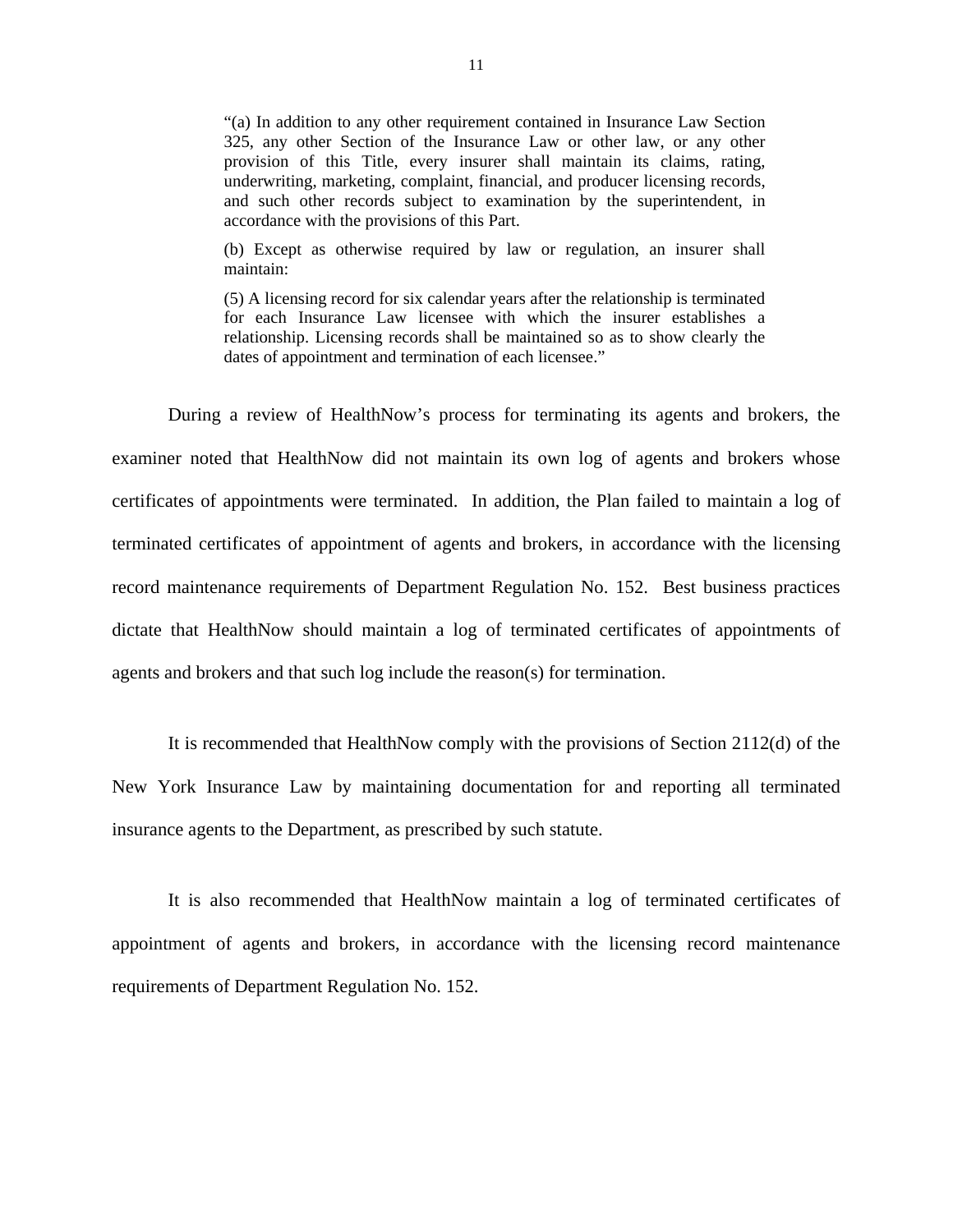> "(a) In addition to any other requirement contained in Insurance Law Section 325, any other Section of the Insurance Law or other law, or any other provision of this Title, every insurer shall maintain its claims, rating, underwriting, marketing, complaint, financial, and producer licensing records, and such other records subject to examination by the superintendent, in accordance with the provisions of this Part.
>
> (b) Except as otherwise required by law or regulation, an insurer shall maintain:
>
> (5) A licensing record for six calendar years after the relationship is terminated for each Insurance Law licensee with which the insurer establishes a relationship. Licensing records shall be maintained so as to show clearly the dates of appointment and termination of each licensee."

During a review of HealthNow's process for terminating its agents and brokers, the examiner noted that HealthNow did not maintain its own log of agents and brokers whose certificates of appointments were terminated. In addition, the Plan failed to maintain a log of terminated certificates of appointment of agents and brokers, in accordance with the licensing record maintenance requirements of Department Regulation No. 152. Best business practices dictate that HealthNow should maintain a log of terminated certificates of appointments of agents and brokers and that such log include the reason(s) for termination.

It is recommended that HealthNow comply with the provisions of Section 2112(d) of the New York Insurance Law by maintaining documentation for and reporting all terminated insurance agents to the Department, as prescribed by such statute.

It is also recommended that HealthNow maintain a log of terminated certificates of appointment of agents and brokers, in accordance with the licensing record maintenance requirements of Department Regulation No. 152.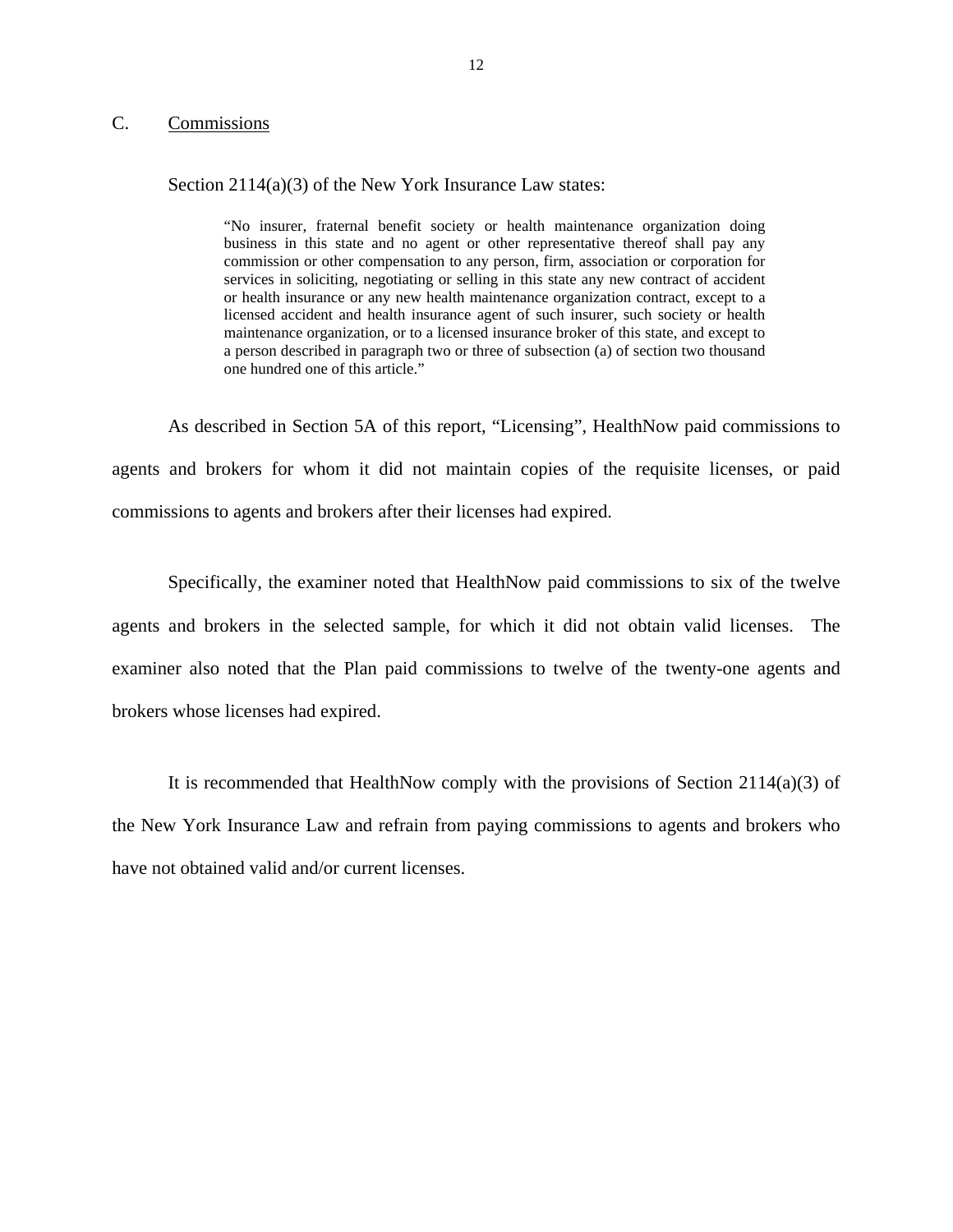## C. Commissions

Section 2114(a)(3) of the New York Insurance Law states:

> "No insurer, fraternal benefit society or health maintenance organization doing business in this state and no agent or other representative thereof shall pay any commission or other compensation to any person, firm, association or corporation for services in soliciting, negotiating or selling in this state any new contract of accident or health insurance or any new health maintenance organization contract, except to a licensed accident and health insurance agent of such insurer, such society or health maintenance organization, or to a licensed insurance broker of this state, and except to a person described in paragraph two or three of subsection (a) of section two thousand one hundred one of this article."

As described in Section 5A of this report, "Licensing", HealthNow paid commissions to agents and brokers for whom it did not maintain copies of the requisite licenses, or paid commissions to agents and brokers after their licenses had expired.

Specifically, the examiner noted that HealthNow paid commissions to six of the twelve agents and brokers in the selected sample, for which it did not obtain valid licenses. The examiner also noted that the Plan paid commissions to twelve of the twenty-one agents and brokers whose licenses had expired.

It is recommended that HealthNow comply with the provisions of Section 2114(a)(3) of the New York Insurance Law and refrain from paying commissions to agents and brokers who have not obtained valid and/or current licenses.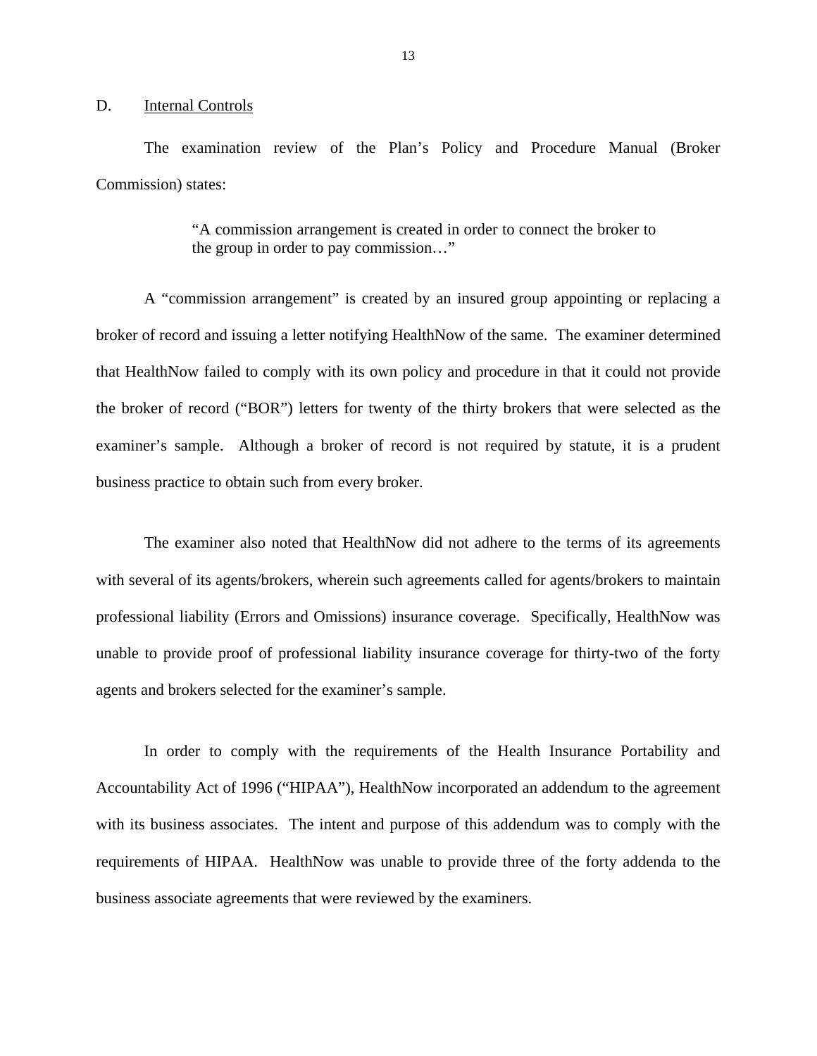## D. Internal Controls

The examination review of the Plan's Policy and Procedure Manual (Broker Commission) states:

> "A commission arrangement is created in order to connect the broker to the group in order to pay commission…"

A "commission arrangement" is created by an insured group appointing or replacing a broker of record and issuing a letter notifying HealthNow of the same. The examiner determined that HealthNow failed to comply with its own policy and procedure in that it could not provide the broker of record ("BOR") letters for twenty of the thirty brokers that were selected as the examiner's sample. Although a broker of record is not required by statute, it is a prudent business practice to obtain such from every broker.

The examiner also noted that HealthNow did not adhere to the terms of its agreements with several of its agents/brokers, wherein such agreements called for agents/brokers to maintain professional liability (Errors and Omissions) insurance coverage. Specifically, HealthNow was unable to provide proof of professional liability insurance coverage for thirty-two of the forty agents and brokers selected for the examiner's sample.

In order to comply with the requirements of the Health Insurance Portability and Accountability Act of 1996 ("HIPAA"), HealthNow incorporated an addendum to the agreement with its business associates. The intent and purpose of this addendum was to comply with the requirements of HIPAA. HealthNow was unable to provide three of the forty addenda to the business associate agreements that were reviewed by the examiners.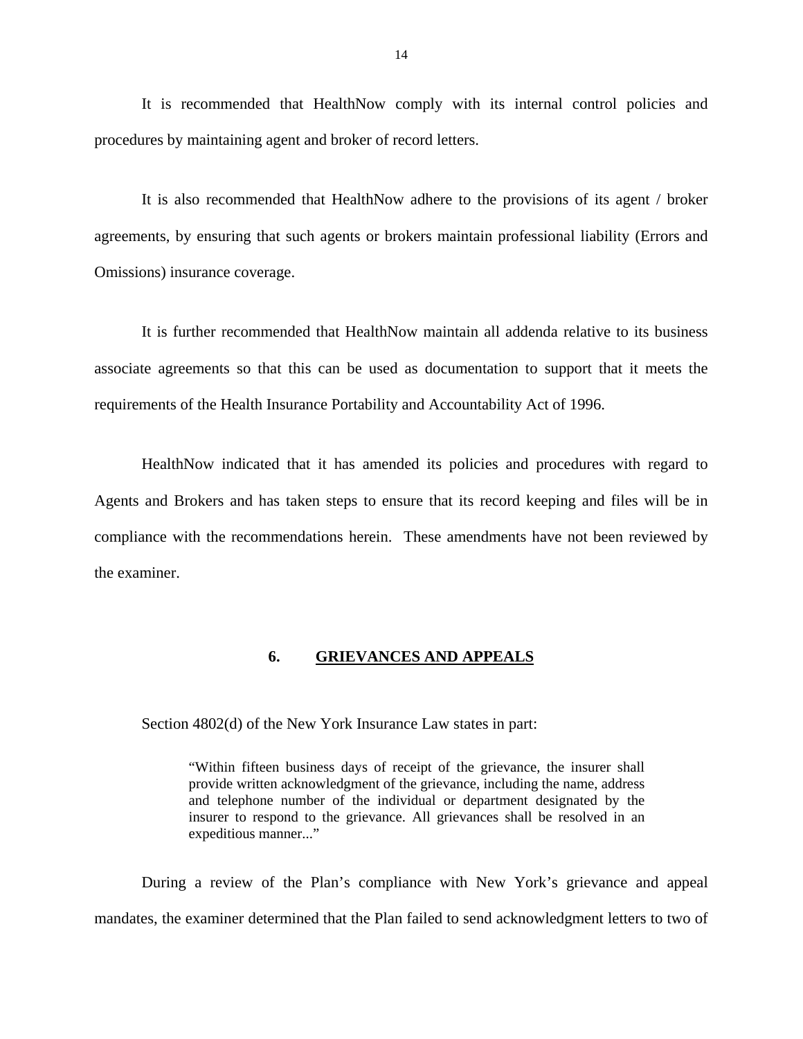It is recommended that HealthNow comply with its internal control policies and procedures by maintaining agent and broker of record letters.

It is also recommended that HealthNow adhere to the provisions of its agent / broker agreements, by ensuring that such agents or brokers maintain professional liability (Errors and Omissions) insurance coverage.

It is further recommended that HealthNow maintain all addenda relative to its business associate agreements so that this can be used as documentation to support that it meets the requirements of the Health Insurance Portability and Accountability Act of 1996.

HealthNow indicated that it has amended its policies and procedures with regard to Agents and Brokers and has taken steps to ensure that its record keeping and files will be in compliance with the recommendations herein. These amendments have not been reviewed by the examiner.

## 6. GRIEVANCES AND APPEALS

Section 4802(d) of the New York Insurance Law states in part:

> "Within fifteen business days of receipt of the grievance, the insurer shall provide written acknowledgment of the grievance, including the name, address and telephone number of the individual or department designated by the insurer to respond to the grievance. All grievances shall be resolved in an expeditious manner..."

During a review of the Plan's compliance with New York's grievance and appeal mandates, the examiner determined that the Plan failed to send acknowledgment letters to two of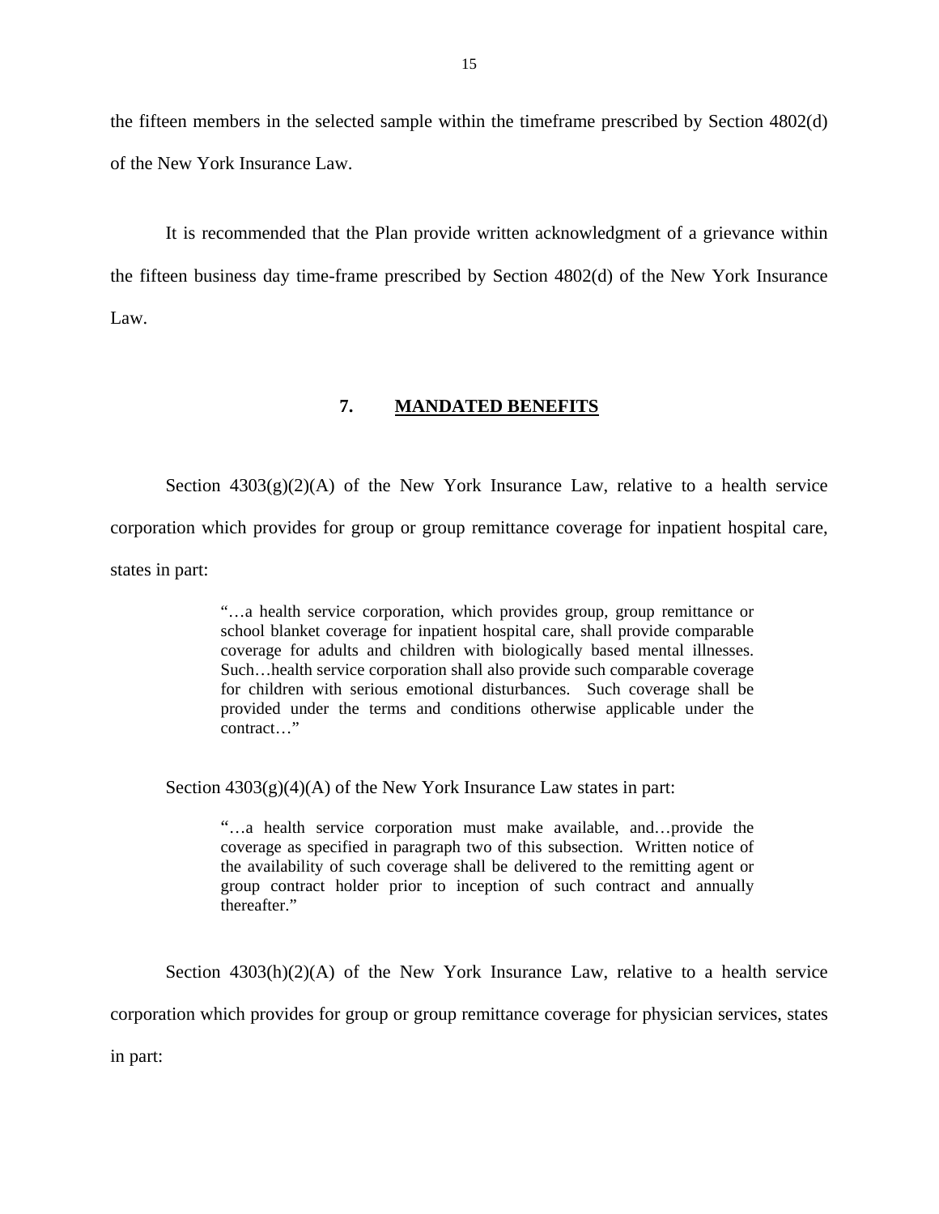the fifteen members in the selected sample within the timeframe prescribed by Section 4802(d) of the New York Insurance Law.

It is recommended that the Plan provide written acknowledgment of a grievance within the fifteen business day time-frame prescribed by Section 4802(d) of the New York Insurance Law.

## 7. MANDATED BENEFITS

Section 4303(g)(2)(A) of the New York Insurance Law, relative to a health service corporation which provides for group or group remittance coverage for inpatient hospital care, states in part:

> "…a health service corporation, which provides group, group remittance or school blanket coverage for inpatient hospital care, shall provide comparable coverage for adults and children with biologically based mental illnesses. Such…health service corporation shall also provide such comparable coverage for children with serious emotional disturbances. Such coverage shall be provided under the terms and conditions otherwise applicable under the contract…"

Section 4303(g)(4)(A) of the New York Insurance Law states in part:

> "…a health service corporation must make available, and…provide the coverage as specified in paragraph two of this subsection. Written notice of the availability of such coverage shall be delivered to the remitting agent or group contract holder prior to inception of such contract and annually thereafter."

Section 4303(h)(2)(A) of the New York Insurance Law, relative to a health service corporation which provides for group or group remittance coverage for physician services, states in part: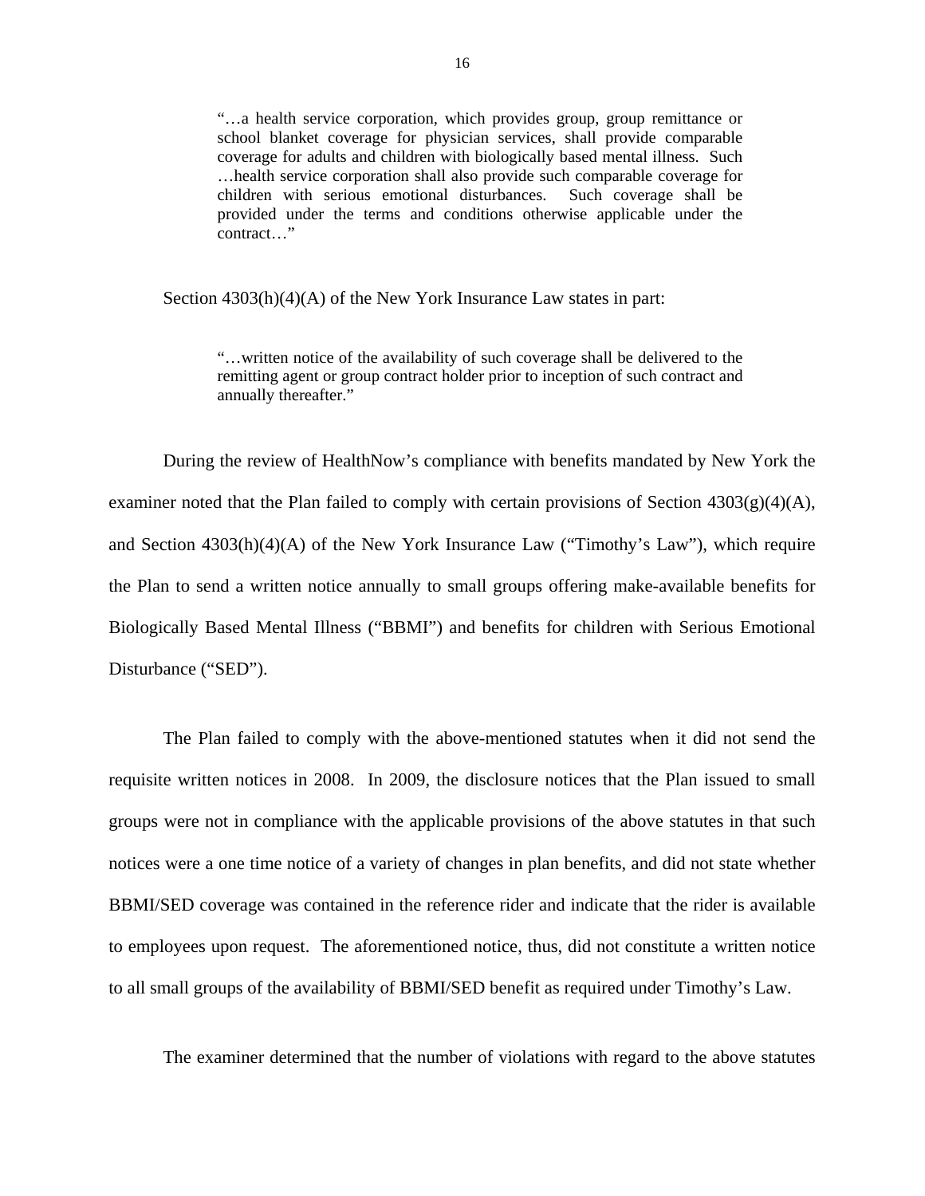> "…a health service corporation, which provides group, group remittance or school blanket coverage for physician services, shall provide comparable coverage for adults and children with biologically based mental illness. Such …health service corporation shall also provide such comparable coverage for children with serious emotional disturbances. Such coverage shall be provided under the terms and conditions otherwise applicable under the contract…"

Section 4303(h)(4)(A) of the New York Insurance Law states in part:

> "…written notice of the availability of such coverage shall be delivered to the remitting agent or group contract holder prior to inception of such contract and annually thereafter."

During the review of HealthNow's compliance with benefits mandated by New York the examiner noted that the Plan failed to comply with certain provisions of Section 4303(g)(4)(A), and Section 4303(h)(4)(A) of the New York Insurance Law ("Timothy's Law"), which require the Plan to send a written notice annually to small groups offering make-available benefits for Biologically Based Mental Illness ("BBMI") and benefits for children with Serious Emotional Disturbance ("SED").

The Plan failed to comply with the above-mentioned statutes when it did not send the requisite written notices in 2008. In 2009, the disclosure notices that the Plan issued to small groups were not in compliance with the applicable provisions of the above statutes in that such notices were a one time notice of a variety of changes in plan benefits, and did not state whether BBMI/SED coverage was contained in the reference rider and indicate that the rider is available to employees upon request. The aforementioned notice, thus, did not constitute a written notice to all small groups of the availability of BBMI/SED benefit as required under Timothy's Law.

The examiner determined that the number of violations with regard to the above statutes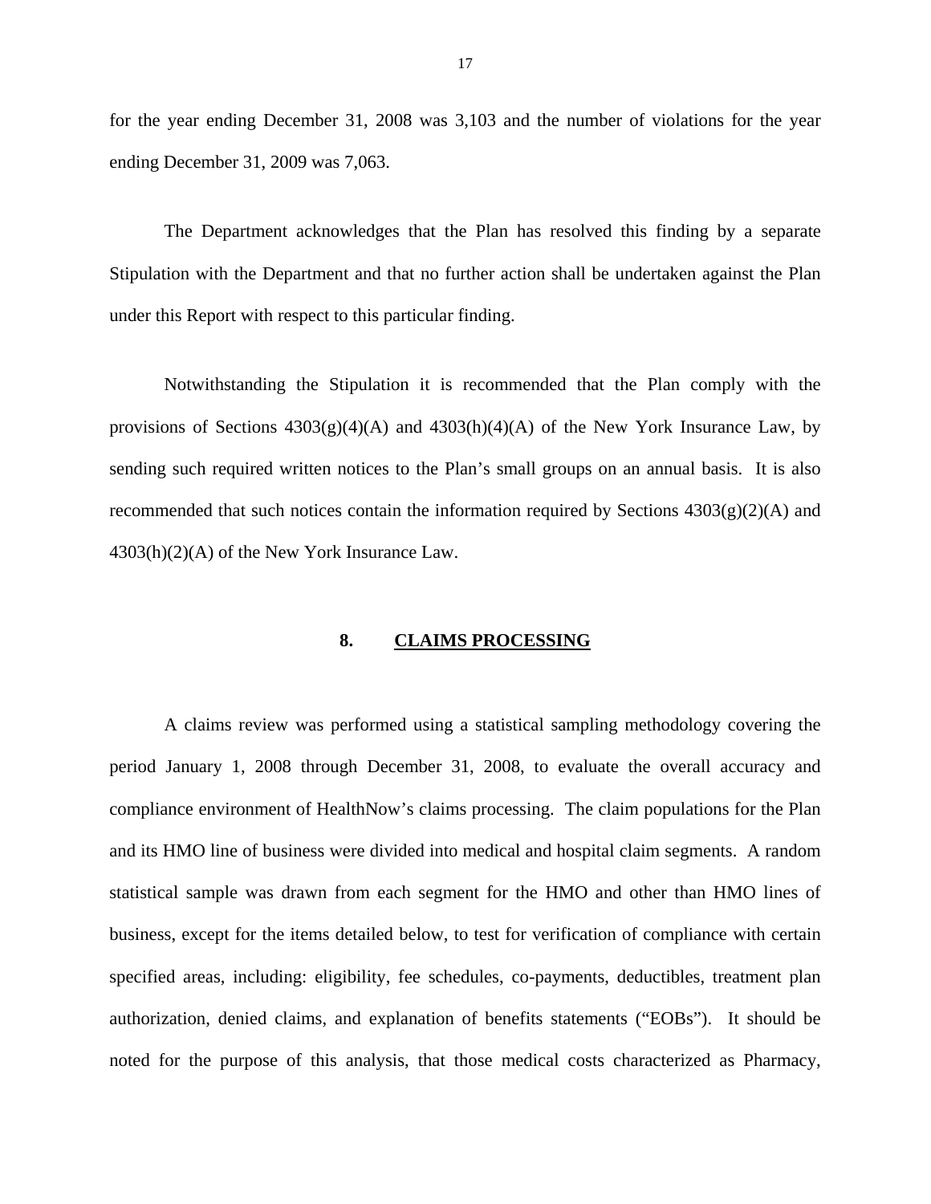for the year ending December 31, 2008 was 3,103 and the number of violations for the year ending December 31, 2009 was 7,063.

The Department acknowledges that the Plan has resolved this finding by a separate Stipulation with the Department and that no further action shall be undertaken against the Plan under this Report with respect to this particular finding.

Notwithstanding the Stipulation it is recommended that the Plan comply with the provisions of Sections 4303(g)(4)(A) and 4303(h)(4)(A) of the New York Insurance Law, by sending such required written notices to the Plan's small groups on an annual basis. It is also recommended that such notices contain the information required by Sections 4303(g)(2)(A) and 4303(h)(2)(A) of the New York Insurance Law.

## 8. CLAIMS PROCESSING

A claims review was performed using a statistical sampling methodology covering the period January 1, 2008 through December 31, 2008, to evaluate the overall accuracy and compliance environment of HealthNow's claims processing. The claim populations for the Plan and its HMO line of business were divided into medical and hospital claim segments. A random statistical sample was drawn from each segment for the HMO and other than HMO lines of business, except for the items detailed below, to test for verification of compliance with certain specified areas, including: eligibility, fee schedules, co-payments, deductibles, treatment plan authorization, denied claims, and explanation of benefits statements ("EOBs"). It should be noted for the purpose of this analysis, that those medical costs characterized as Pharmacy,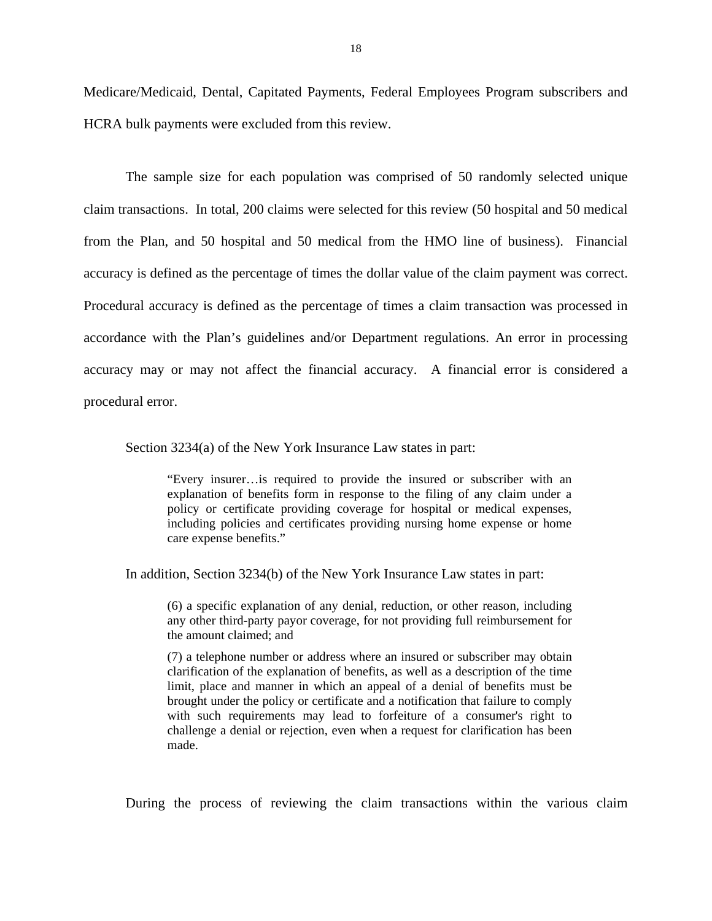Medicare/Medicaid, Dental, Capitated Payments, Federal Employees Program subscribers and HCRA bulk payments were excluded from this review.

The sample size for each population was comprised of 50 randomly selected unique claim transactions. In total, 200 claims were selected for this review (50 hospital and 50 medical from the Plan, and 50 hospital and 50 medical from the HMO line of business). Financial accuracy is defined as the percentage of times the dollar value of the claim payment was correct. Procedural accuracy is defined as the percentage of times a claim transaction was processed in accordance with the Plan's guidelines and/or Department regulations. An error in processing accuracy may or may not affect the financial accuracy. A financial error is considered a procedural error.

Section 3234(a) of the New York Insurance Law states in part:

> "Every insurer…is required to provide the insured or subscriber with an explanation of benefits form in response to the filing of any claim under a policy or certificate providing coverage for hospital or medical expenses, including policies and certificates providing nursing home expense or home care expense benefits."

In addition, Section 3234(b) of the New York Insurance Law states in part:

> (6) a specific explanation of any denial, reduction, or other reason, including any other third-party payor coverage, for not providing full reimbursement for the amount claimed; and
>
> (7) a telephone number or address where an insured or subscriber may obtain clarification of the explanation of benefits, as well as a description of the time limit, place and manner in which an appeal of a denial of benefits must be brought under the policy or certificate and a notification that failure to comply with such requirements may lead to forfeiture of a consumer's right to challenge a denial or rejection, even when a request for clarification has been made.

During the process of reviewing the claim transactions within the various claim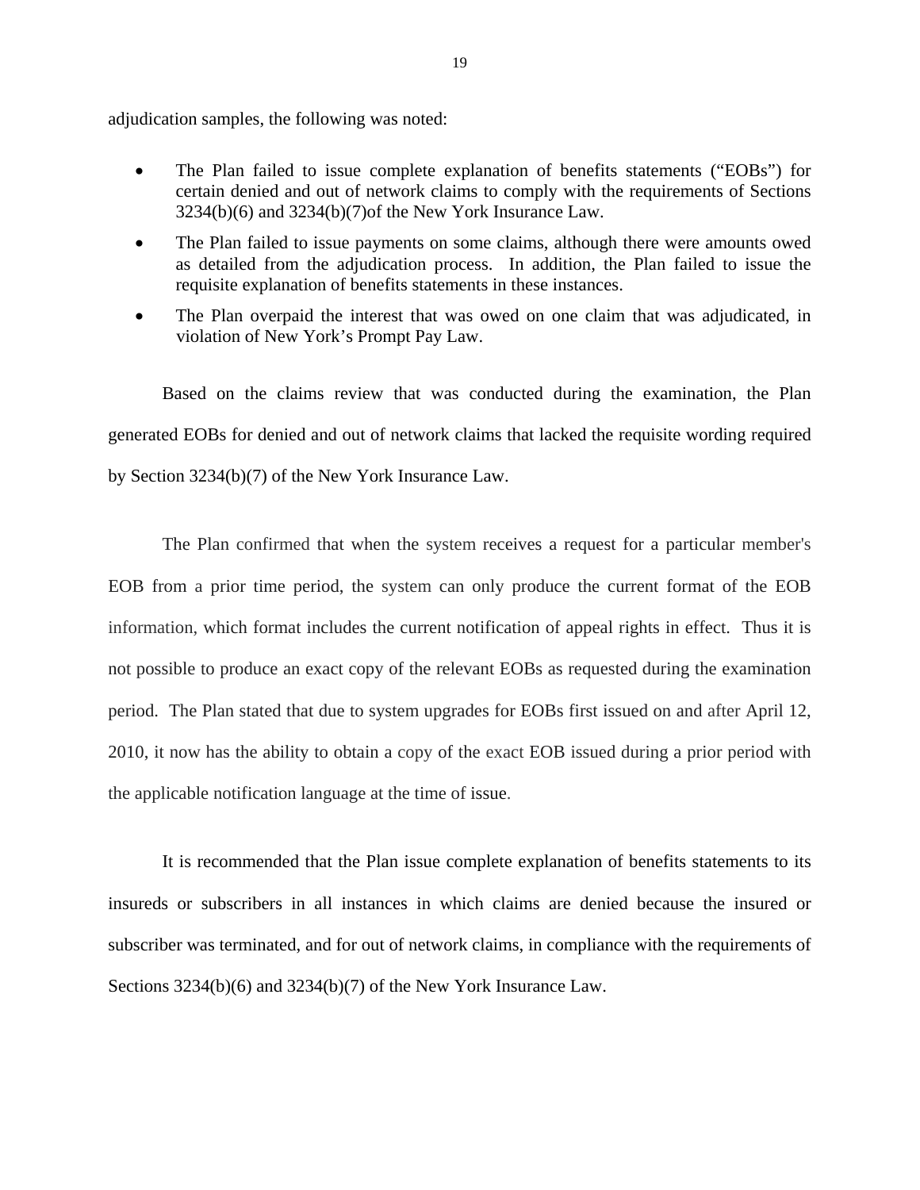adjudication samples, the following was noted:

- The Plan failed to issue complete explanation of benefits statements ("EOBs") for certain denied and out of network claims to comply with the requirements of Sections 3234(b)(6) and 3234(b)(7)of the New York Insurance Law.
- The Plan failed to issue payments on some claims, although there were amounts owed as detailed from the adjudication process. In addition, the Plan failed to issue the requisite explanation of benefits statements in these instances.
- The Plan overpaid the interest that was owed on one claim that was adjudicated, in violation of New York's Prompt Pay Law.

Based on the claims review that was conducted during the examination, the Plan generated EOBs for denied and out of network claims that lacked the requisite wording required by Section 3234(b)(7) of the New York Insurance Law.

The Plan confirmed that when the system receives a request for a particular member's EOB from a prior time period, the system can only produce the current format of the EOB information, which format includes the current notification of appeal rights in effect. Thus it is not possible to produce an exact copy of the relevant EOBs as requested during the examination period. The Plan stated that due to system upgrades for EOBs first issued on and after April 12, 2010, it now has the ability to obtain a copy of the exact EOB issued during a prior period with the applicable notification language at the time of issue.

It is recommended that the Plan issue complete explanation of benefits statements to its insureds or subscribers in all instances in which claims are denied because the insured or subscriber was terminated, and for out of network claims, in compliance with the requirements of Sections 3234(b)(6) and 3234(b)(7) of the New York Insurance Law.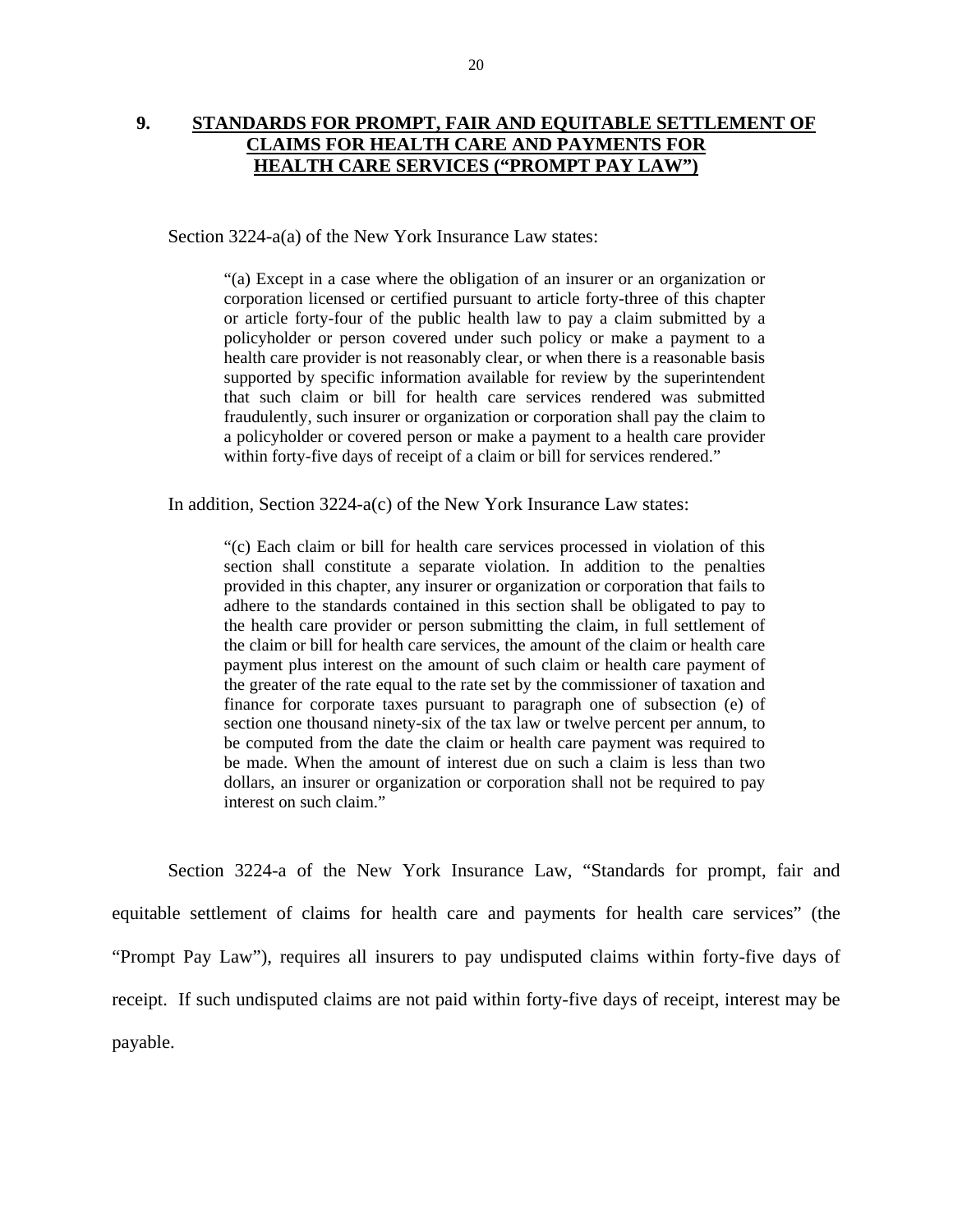## 9. STANDARDS FOR PROMPT, FAIR AND EQUITABLE SETTLEMENT OF CLAIMS FOR HEALTH CARE AND PAYMENTS FOR HEALTH CARE SERVICES ("PROMPT PAY LAW")

Section 3224-a(a) of the New York Insurance Law states:

> "(a) Except in a case where the obligation of an insurer or an organization or corporation licensed or certified pursuant to article forty-three of this chapter or article forty-four of the public health law to pay a claim submitted by a policyholder or person covered under such policy or make a payment to a health care provider is not reasonably clear, or when there is a reasonable basis supported by specific information available for review by the superintendent that such claim or bill for health care services rendered was submitted fraudulently, such insurer or organization or corporation shall pay the claim to a policyholder or covered person or make a payment to a health care provider within forty-five days of receipt of a claim or bill for services rendered."

In addition, Section 3224-a(c) of the New York Insurance Law states:

> "(c) Each claim or bill for health care services processed in violation of this section shall constitute a separate violation. In addition to the penalties provided in this chapter, any insurer or organization or corporation that fails to adhere to the standards contained in this section shall be obligated to pay to the health care provider or person submitting the claim, in full settlement of the claim or bill for health care services, the amount of the claim or health care payment plus interest on the amount of such claim or health care payment of the greater of the rate equal to the rate set by the commissioner of taxation and finance for corporate taxes pursuant to paragraph one of subsection (e) of section one thousand ninety-six of the tax law or twelve percent per annum, to be computed from the date the claim or health care payment was required to be made. When the amount of interest due on such a claim is less than two dollars, an insurer or organization or corporation shall not be required to pay interest on such claim."

Section 3224-a of the New York Insurance Law, "Standards for prompt, fair and equitable settlement of claims for health care and payments for health care services" (the "Prompt Pay Law"), requires all insurers to pay undisputed claims within forty-five days of receipt. If such undisputed claims are not paid within forty-five days of receipt, interest may be payable.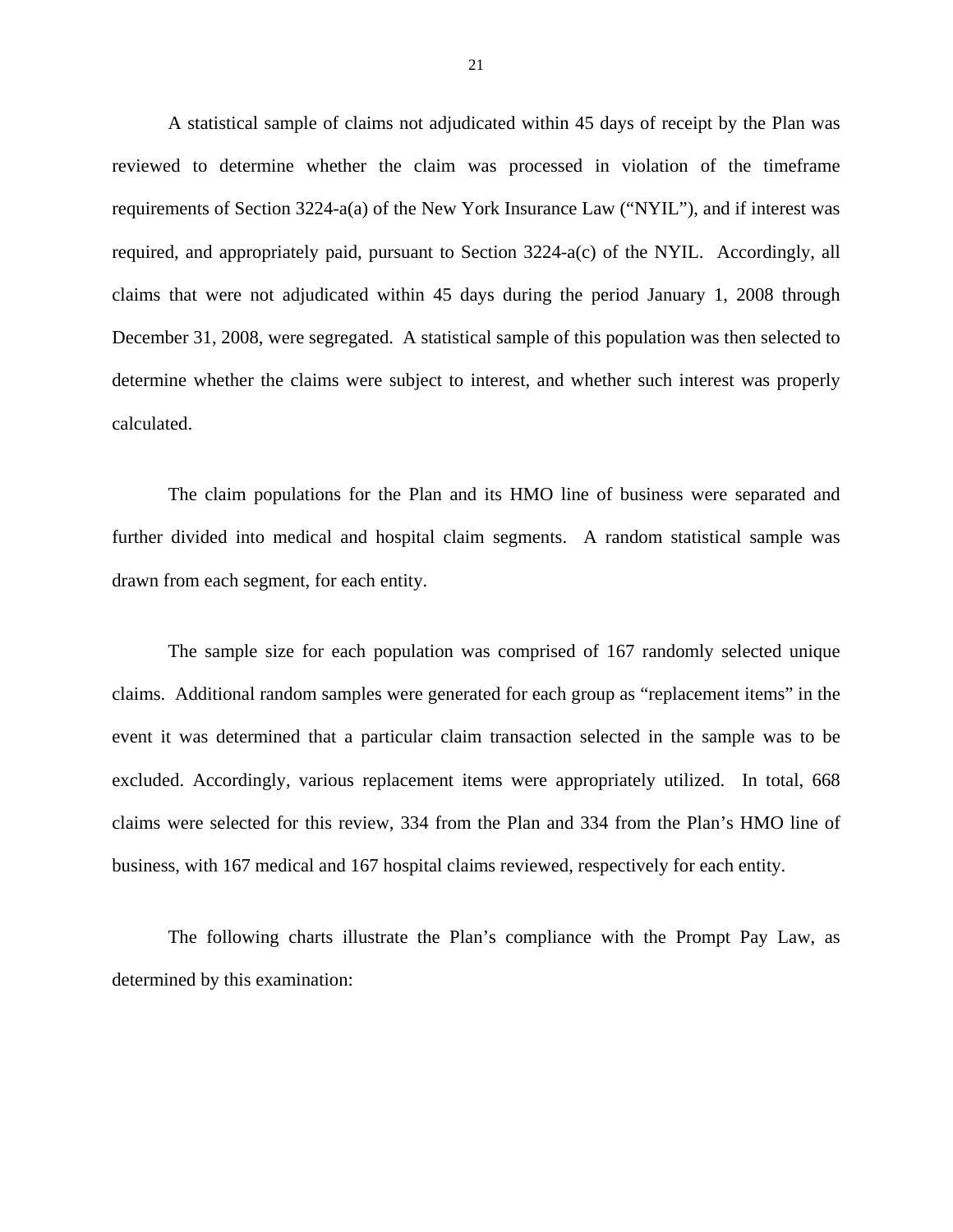A statistical sample of claims not adjudicated within 45 days of receipt by the Plan was reviewed to determine whether the claim was processed in violation of the timeframe requirements of Section 3224-a(a) of the New York Insurance Law ("NYIL"), and if interest was required, and appropriately paid, pursuant to Section 3224-a(c) of the NYIL. Accordingly, all claims that were not adjudicated within 45 days during the period January 1, 2008 through December 31, 2008, were segregated. A statistical sample of this population was then selected to determine whether the claims were subject to interest, and whether such interest was properly calculated.

The claim populations for the Plan and its HMO line of business were separated and further divided into medical and hospital claim segments. A random statistical sample was drawn from each segment, for each entity.

The sample size for each population was comprised of 167 randomly selected unique claims. Additional random samples were generated for each group as "replacement items" in the event it was determined that a particular claim transaction selected in the sample was to be excluded. Accordingly, various replacement items were appropriately utilized. In total, 668 claims were selected for this review, 334 from the Plan and 334 from the Plan's HMO line of business, with 167 medical and 167 hospital claims reviewed, respectively for each entity.

The following charts illustrate the Plan's compliance with the Prompt Pay Law, as determined by this examination: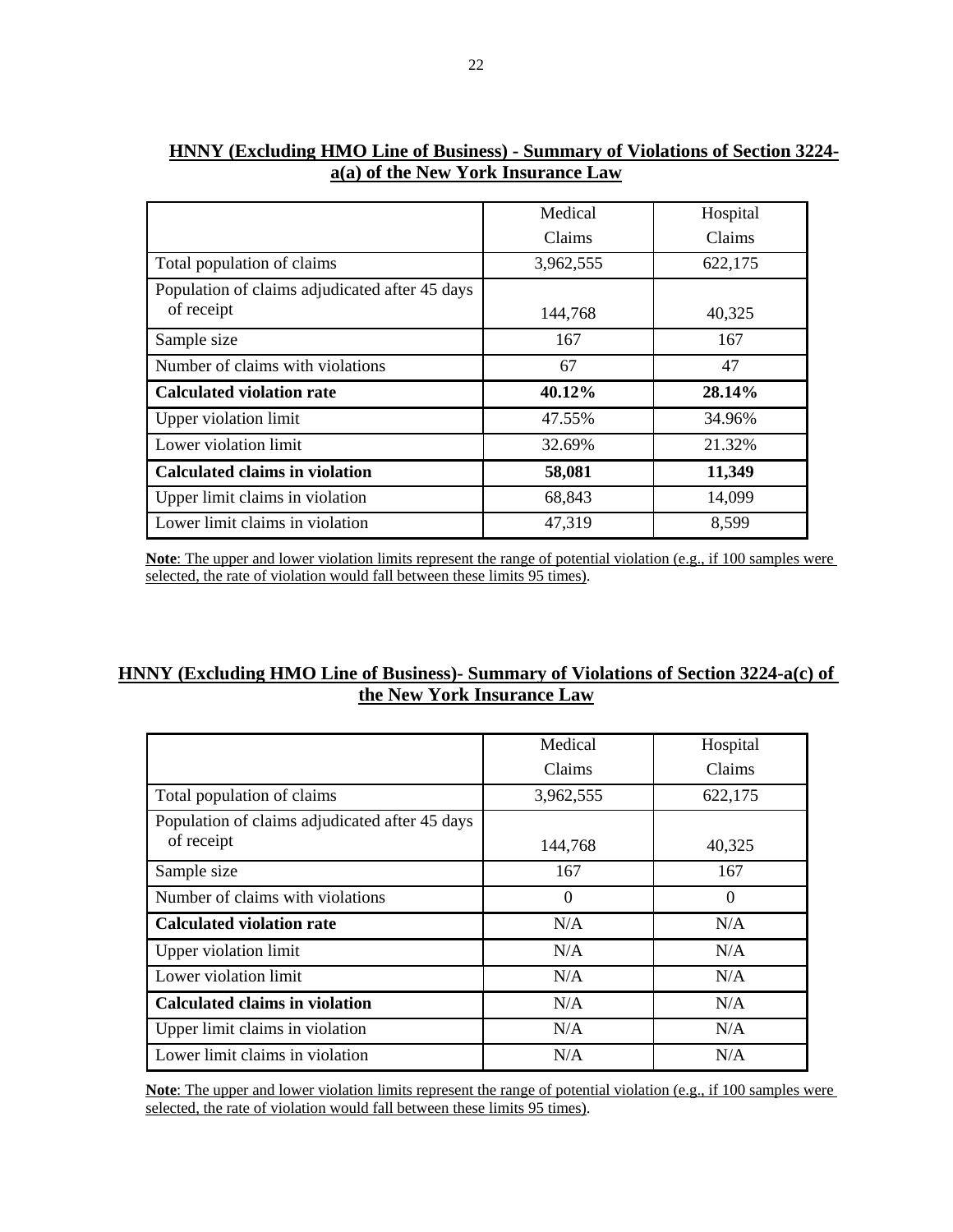**HNNY (Excluding HMO Line of Business) - Summary of Violations of Section 3224-a(a) of the New York Insurance Law**

| | Medical Claims | Hospital Claims |
|---|---|---|
| Total population of claims | 3,962,555 | 622,175 |
| Population of claims adjudicated after 45 days of receipt | 144,768 | 40,325 |
| Sample size | 167 | 167 |
| Number of claims with violations | 67 | 47 |
| **Calculated violation rate** | **40.12%** | **28.14%** |
| Upper violation limit | 47.55% | 34.96% |
| Lower violation limit | 32.69% | 21.32% |
| **Calculated claims in violation** | **58,081** | **11,349** |
| Upper limit claims in violation | 68,843 | 14,099 |
| Lower limit claims in violation | 47,319 | 8,599 |

**Note**: The upper and lower violation limits represent the range of potential violation (e.g., if 100 samples were selected, the rate of violation would fall between these limits 95 times).

**HNNY (Excluding HMO Line of Business)- Summary of Violations of Section 3224-a(c) of the New York Insurance Law**

| | Medical Claims | Hospital Claims |
|---|---|---|
| Total population of claims | 3,962,555 | 622,175 |
| Population of claims adjudicated after 45 days of receipt | 144,768 | 40,325 |
| Sample size | 167 | 167 |
| Number of claims with violations | 0 | 0 |
| **Calculated violation rate** | N/A | N/A |
| Upper violation limit | N/A | N/A |
| Lower violation limit | N/A | N/A |
| **Calculated claims in violation** | N/A | N/A |
| Upper limit claims in violation | N/A | N/A |
| Lower limit claims in violation | N/A | N/A |

**Note**: The upper and lower violation limits represent the range of potential violation (e.g., if 100 samples were selected, the rate of violation would fall between these limits 95 times).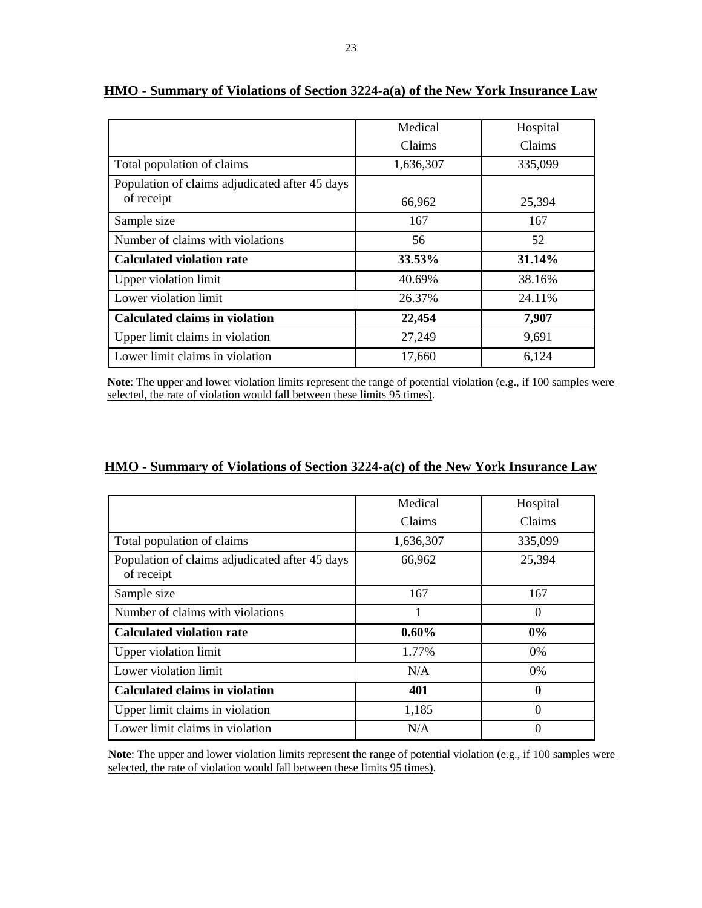**HMO - Summary of Violations of Section 3224-a(a) of the New York Insurance Law**

| | Medical Claims | Hospital Claims |
|---|---|---|
| Total population of claims | 1,636,307 | 335,099 |
| Population of claims adjudicated after 45 days of receipt | 66,962 | 25,394 |
| Sample size | 167 | 167 |
| Number of claims with violations | 56 | 52 |
| **Calculated violation rate** | **33.53%** | **31.14%** |
| Upper violation limit | 40.69% | 38.16% |
| Lower violation limit | 26.37% | 24.11% |
| **Calculated claims in violation** | **22,454** | **7,907** |
| Upper limit claims in violation | 27,249 | 9,691 |
| Lower limit claims in violation | 17,660 | 6,124 |

**Note**: The upper and lower violation limits represent the range of potential violation (e.g., if 100 samples were selected, the rate of violation would fall between these limits 95 times).

**HMO - Summary of Violations of Section 3224-a(c) of the New York Insurance Law**

| | Medical Claims | Hospital Claims |
|---|---|---|
| Total population of claims | 1,636,307 | 335,099 |
| Population of claims adjudicated after 45 days of receipt | 66,962 | 25,394 |
| Sample size | 167 | 167 |
| Number of claims with violations | 1 | 0 |
| **Calculated violation rate** | **0.60%** | **0%** |
| Upper violation limit | 1.77% | 0% |
| Lower violation limit | N/A | 0% |
| **Calculated claims in violation** | **401** | **0** |
| Upper limit claims in violation | 1,185 | 0 |
| Lower limit claims in violation | N/A | 0 |

**Note**: The upper and lower violation limits represent the range of potential violation (e.g., if 100 samples were selected, the rate of violation would fall between these limits 95 times).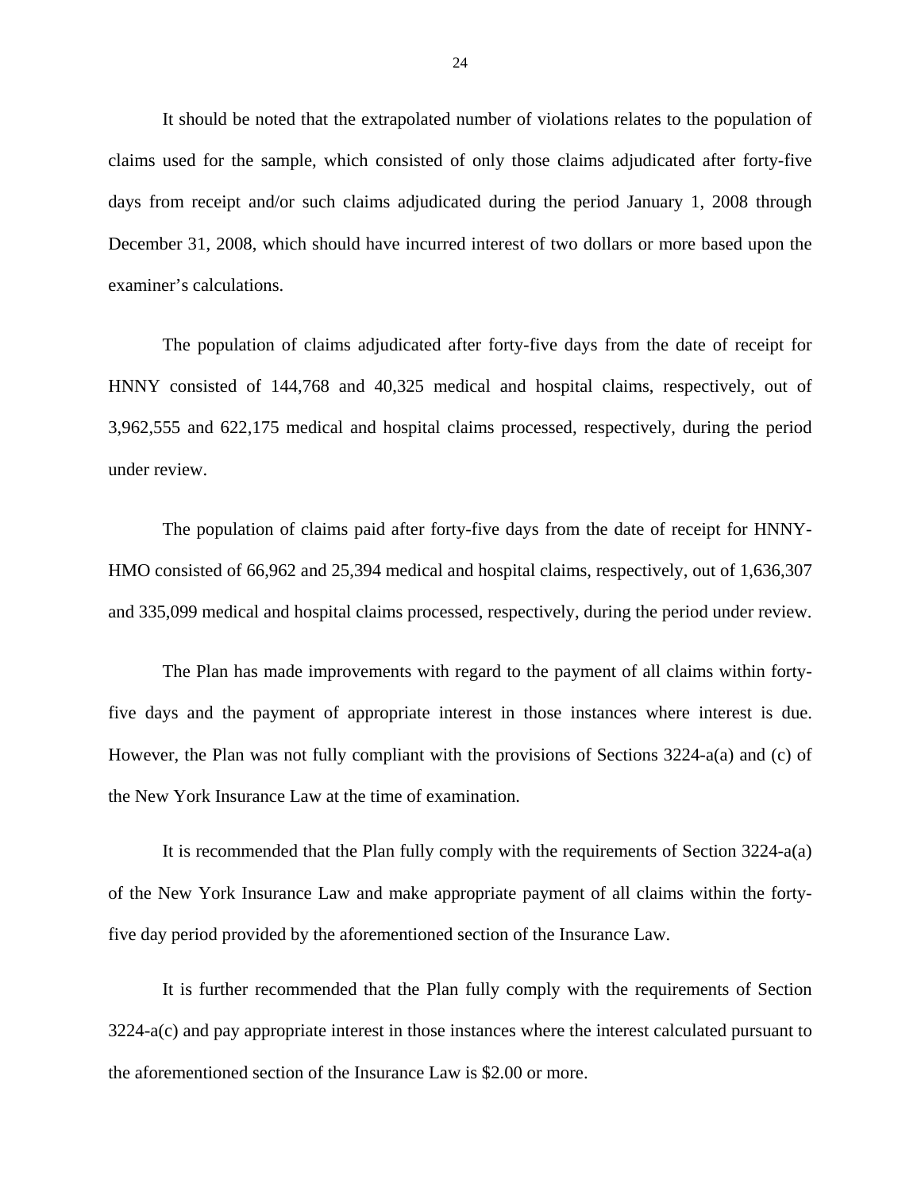It should be noted that the extrapolated number of violations relates to the population of claims used for the sample, which consisted of only those claims adjudicated after forty-five days from receipt and/or such claims adjudicated during the period January 1, 2008 through December 31, 2008, which should have incurred interest of two dollars or more based upon the examiner's calculations.

The population of claims adjudicated after forty-five days from the date of receipt for HNNY consisted of 144,768 and 40,325 medical and hospital claims, respectively, out of 3,962,555 and 622,175 medical and hospital claims processed, respectively, during the period under review.

The population of claims paid after forty-five days from the date of receipt for HNNY-HMO consisted of 66,962 and 25,394 medical and hospital claims, respectively, out of 1,636,307 and 335,099 medical and hospital claims processed, respectively, during the period under review.

The Plan has made improvements with regard to the payment of all claims within forty-five days and the payment of appropriate interest in those instances where interest is due. However, the Plan was not fully compliant with the provisions of Sections 3224-a(a) and (c) of the New York Insurance Law at the time of examination.

It is recommended that the Plan fully comply with the requirements of Section 3224-a(a) of the New York Insurance Law and make appropriate payment of all claims within the forty-five day period provided by the aforementioned section of the Insurance Law.

It is further recommended that the Plan fully comply with the requirements of Section 3224-a(c) and pay appropriate interest in those instances where the interest calculated pursuant to the aforementioned section of the Insurance Law is $2.00 or more.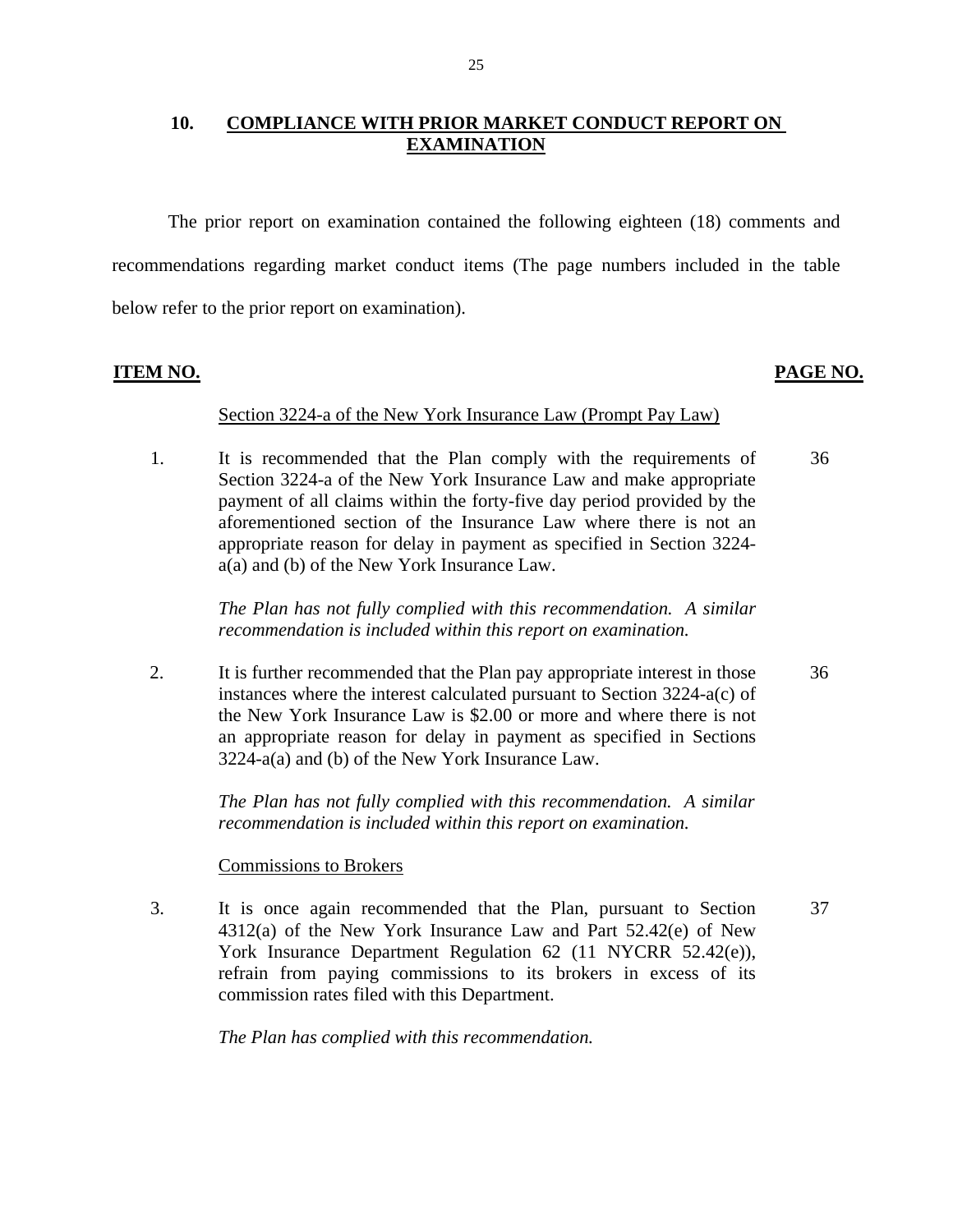## 10. COMPLIANCE WITH PRIOR MARKET CONDUCT REPORT ON EXAMINATION

The prior report on examination contained the following eighteen (18) comments and recommendations regarding market conduct items (The page numbers included in the table below refer to the prior report on examination).

| ITEM NO. | | PAGE NO. |
|---|---|---|
| | Section 3224-a of the New York Insurance Law (Prompt Pay Law) | |
| 1. | It is recommended that the Plan comply with the requirements of Section 3224-a of the New York Insurance Law and make appropriate payment of all claims within the forty-five day period provided by the aforementioned section of the Insurance Law where there is not an appropriate reason for delay in payment as specified in Section 3224-a(a) and (b) of the New York Insurance Law.<br><br>*The Plan has not fully complied with this recommendation. A similar recommendation is included within this report on examination.* | 36 |
| 2. | It is further recommended that the Plan pay appropriate interest in those instances where the interest calculated pursuant to Section 3224-a(c) of the New York Insurance Law is $2.00 or more and where there is not an appropriate reason for delay in payment as specified in Sections 3224-a(a) and (b) of the New York Insurance Law.<br><br>*The Plan has not fully complied with this recommendation. A similar recommendation is included within this report on examination.* | 36 |
| | Commissions to Brokers | |
| 3. | It is once again recommended that the Plan, pursuant to Section 4312(a) of the New York Insurance Law and Part 52.42(e) of New York Insurance Department Regulation 62 (11 NYCRR 52.42(e)), refrain from paying commissions to its brokers in excess of its commission rates filed with this Department.<br><br>*The Plan has complied with this recommendation.* | 37 |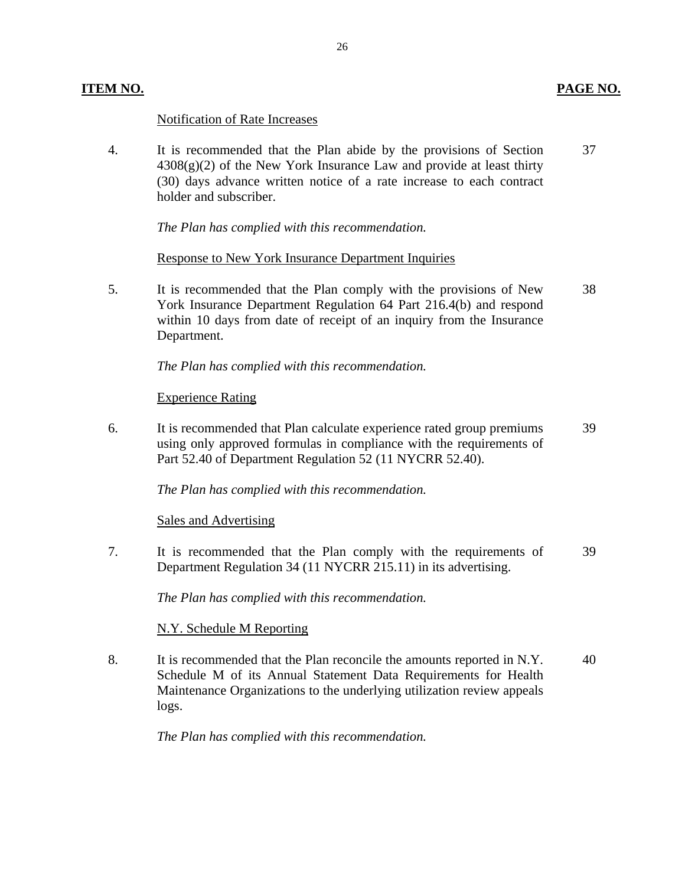| ITEM NO. | | PAGE NO. |
|---|---|---|
| | Notification of Rate Increases | |
| 4. | It is recommended that the Plan abide by the provisions of Section 4308(g)(2) of the New York Insurance Law and provide at least thirty (30) days advance written notice of a rate increase to each contract holder and subscriber.<br><br>*The Plan has complied with this recommendation.* | 37 |
| | Response to New York Insurance Department Inquiries | |
| 5. | It is recommended that the Plan comply with the provisions of New York Insurance Department Regulation 64 Part 216.4(b) and respond within 10 days from date of receipt of an inquiry from the Insurance Department.<br><br>*The Plan has complied with this recommendation.* | 38 |
| | Experience Rating | |
| 6. | It is recommended that Plan calculate experience rated group premiums using only approved formulas in compliance with the requirements of Part 52.40 of Department Regulation 52 (11 NYCRR 52.40).<br><br>*The Plan has complied with this recommendation.* | 39 |
| | Sales and Advertising | |
| 7. | It is recommended that the Plan comply with the requirements of Department Regulation 34 (11 NYCRR 215.11) in its advertising.<br><br>*The Plan has complied with this recommendation.* | 39 |
| | N.Y. Schedule M Reporting | |
| 8. | It is recommended that the Plan reconcile the amounts reported in N.Y. Schedule M of its Annual Statement Data Requirements for Health Maintenance Organizations to the underlying utilization review appeals logs.<br><br>*The Plan has complied with this recommendation.* | 40 |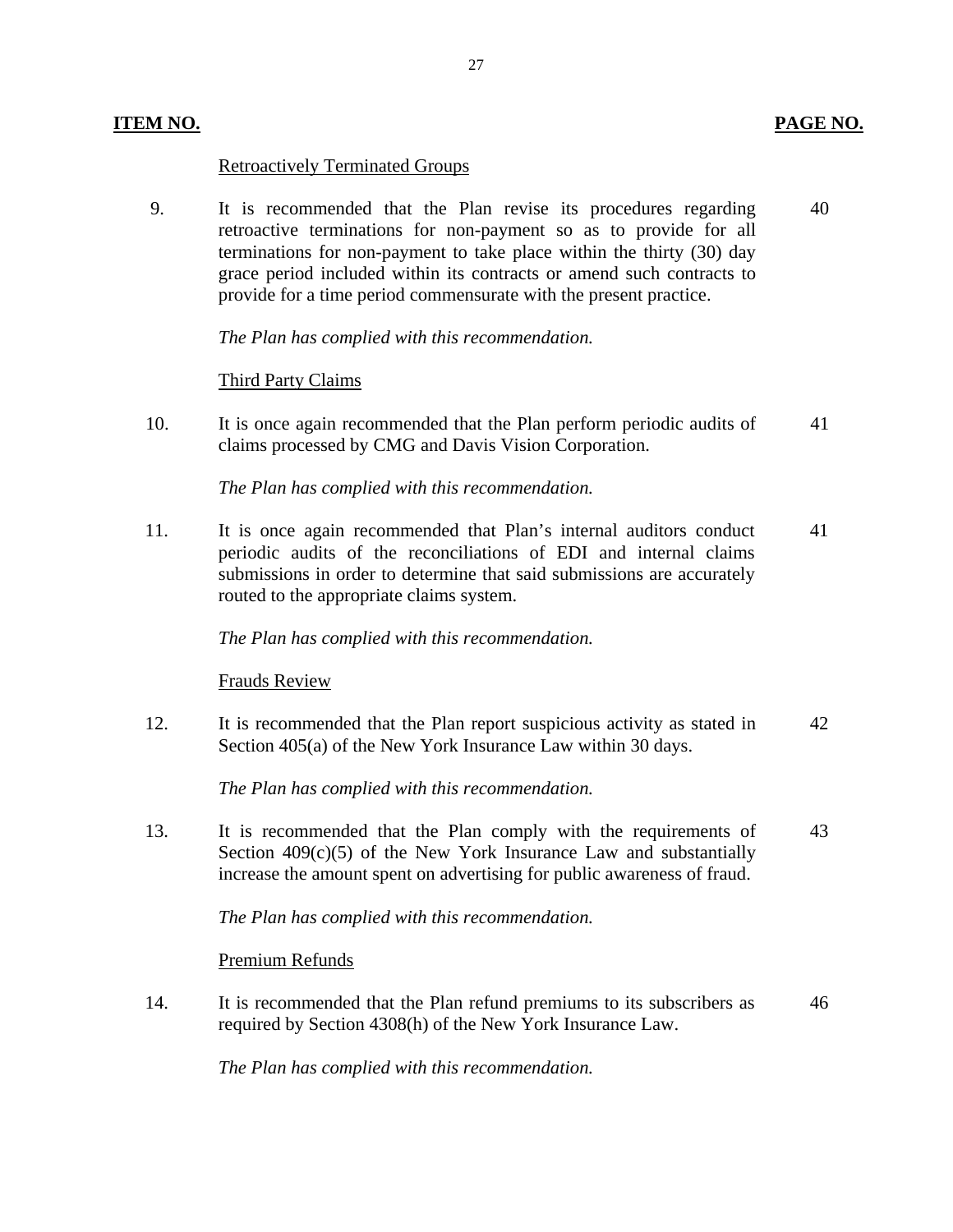| ITEM NO. | | PAGE NO. |
|---|---|---|
| | Retroactively Terminated Groups | |
| 9. | It is recommended that the Plan revise its procedures regarding retroactive terminations for non-payment so as to provide for all terminations for non-payment to take place within the thirty (30) day grace period included within its contracts or amend such contracts to provide for a time period commensurate with the present practice. | 40 |
| | *The Plan has complied with this recommendation.* | |
| | Third Party Claims | |
| 10. | It is once again recommended that the Plan perform periodic audits of claims processed by CMG and Davis Vision Corporation. | 41 |
| | *The Plan has complied with this recommendation.* | |
| 11. | It is once again recommended that Plan's internal auditors conduct periodic audits of the reconciliations of EDI and internal claims submissions in order to determine that said submissions are accurately routed to the appropriate claims system. | 41 |
| | *The Plan has complied with this recommendation.* | |
| | Frauds Review | |
| 12. | It is recommended that the Plan report suspicious activity as stated in Section 405(a) of the New York Insurance Law within 30 days. | 42 |
| | *The Plan has complied with this recommendation.* | |
| 13. | It is recommended that the Plan comply with the requirements of Section 409(c)(5) of the New York Insurance Law and substantially increase the amount spent on advertising for public awareness of fraud. | 43 |
| | *The Plan has complied with this recommendation.* | |
| | Premium Refunds | |
| 14. | It is recommended that the Plan refund premiums to its subscribers as required by Section 4308(h) of the New York Insurance Law. | 46 |
| | *The Plan has complied with this recommendation.* | |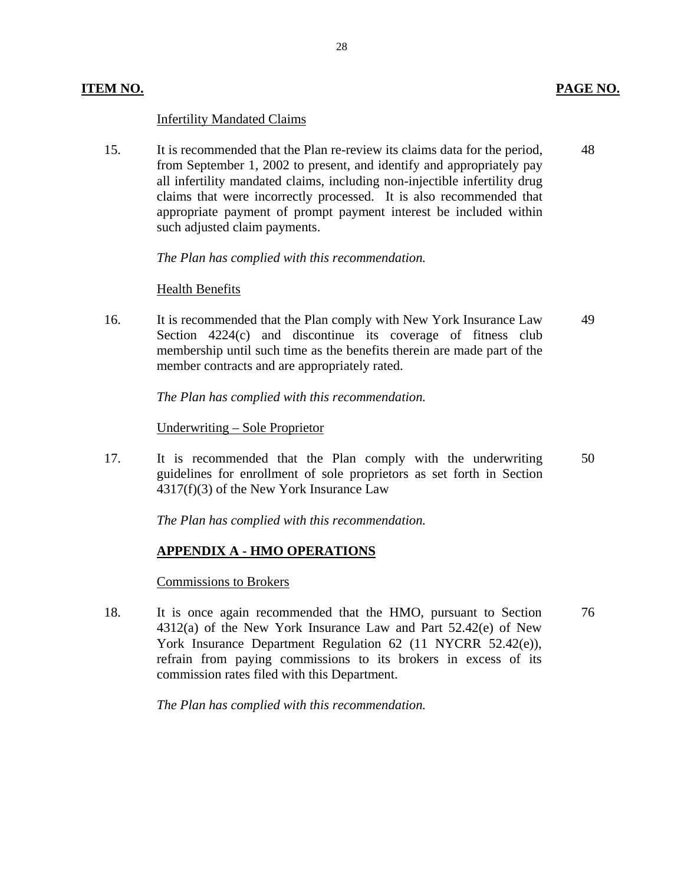| ITEM NO. | | PAGE NO. |
|---|---|---|
| | Infertility Mandated Claims | |
| 15. | It is recommended that the Plan re-review its claims data for the period, from September 1, 2002 to present, and identify and appropriately pay all infertility mandated claims, including non-injectible infertility drug claims that were incorrectly processed. It is also recommended that appropriate payment of prompt payment interest be included within such adjusted claim payments.<br><br>*The Plan has complied with this recommendation.* | 48 |
| | Health Benefits | |
| 16. | It is recommended that the Plan comply with New York Insurance Law Section 4224(c) and discontinue its coverage of fitness club membership until such time as the benefits therein are made part of the member contracts and are appropriately rated.<br><br>*The Plan has complied with this recommendation.* | 49 |
| | Underwriting – Sole Proprietor | |
| 17. | It is recommended that the Plan comply with the underwriting guidelines for enrollment of sole proprietors as set forth in Section 4317(f)(3) of the New York Insurance Law<br><br>*The Plan has complied with this recommendation.* | 50 |
| | **APPENDIX A - HMO OPERATIONS** | |
| | Commissions to Brokers | |
| 18. | It is once again recommended that the HMO, pursuant to Section 4312(a) of the New York Insurance Law and Part 52.42(e) of New York Insurance Department Regulation 62 (11 NYCRR 52.42(e)), refrain from paying commissions to its brokers in excess of its commission rates filed with this Department.<br><br>*The Plan has complied with this recommendation.* | 76 |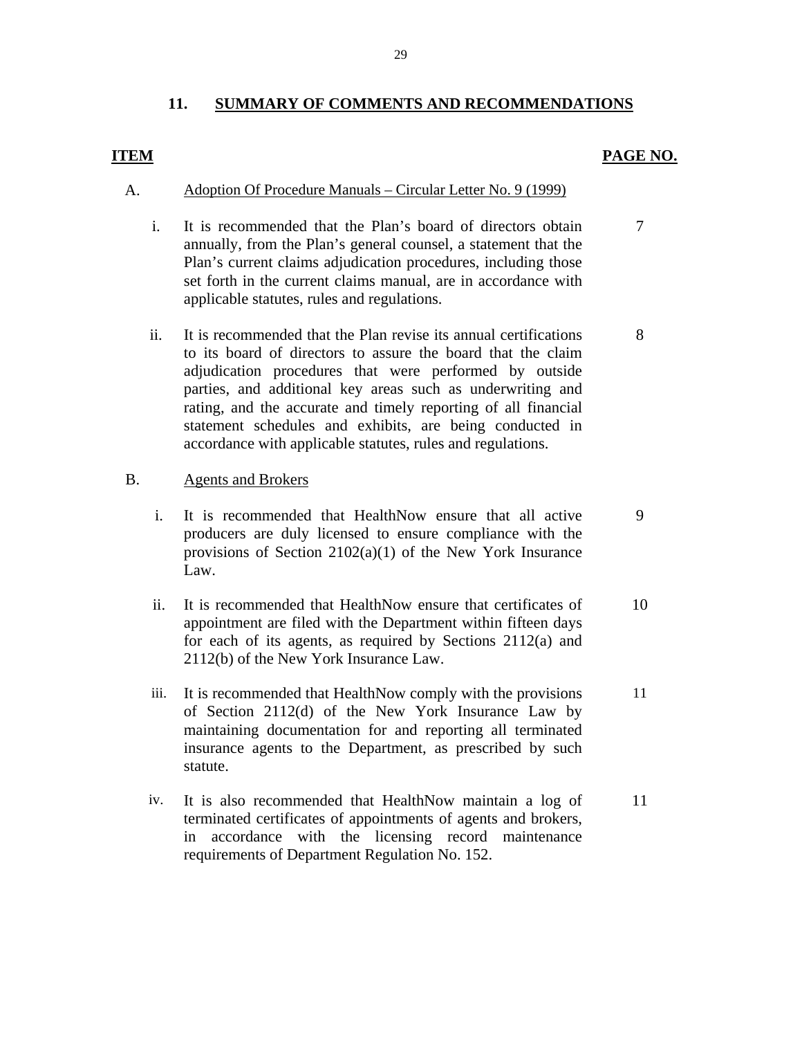## 11. SUMMARY OF COMMENTS AND RECOMMENDATIONS

| ITEM | | PAGE NO. |
|---|---|---|
| A. | Adoption Of Procedure Manuals – Circular Letter No. 9 (1999) | |
| i. | It is recommended that the Plan's board of directors obtain annually, from the Plan's general counsel, a statement that the Plan's current claims adjudication procedures, including those set forth in the current claims manual, are in accordance with applicable statutes, rules and regulations. | 7 |
| ii. | It is recommended that the Plan revise its annual certifications to its board of directors to assure the board that the claim adjudication procedures that were performed by outside parties, and additional key areas such as underwriting and rating, and the accurate and timely reporting of all financial statement schedules and exhibits, are being conducted in accordance with applicable statutes, rules and regulations. | 8 |
| B. | Agents and Brokers | |
| i. | It is recommended that HealthNow ensure that all active producers are duly licensed to ensure compliance with the provisions of Section 2102(a)(1) of the New York Insurance Law. | 9 |
| ii. | It is recommended that HealthNow ensure that certificates of appointment are filed with the Department within fifteen days for each of its agents, as required by Sections 2112(a) and 2112(b) of the New York Insurance Law. | 10 |
| iii. | It is recommended that HealthNow comply with the provisions of Section 2112(d) of the New York Insurance Law by maintaining documentation for and reporting all terminated insurance agents to the Department, as prescribed by such statute. | 11 |
| iv. | It is also recommended that HealthNow maintain a log of terminated certificates of appointments of agents and brokers, in accordance with the licensing record maintenance requirements of Department Regulation No. 152. | 11 |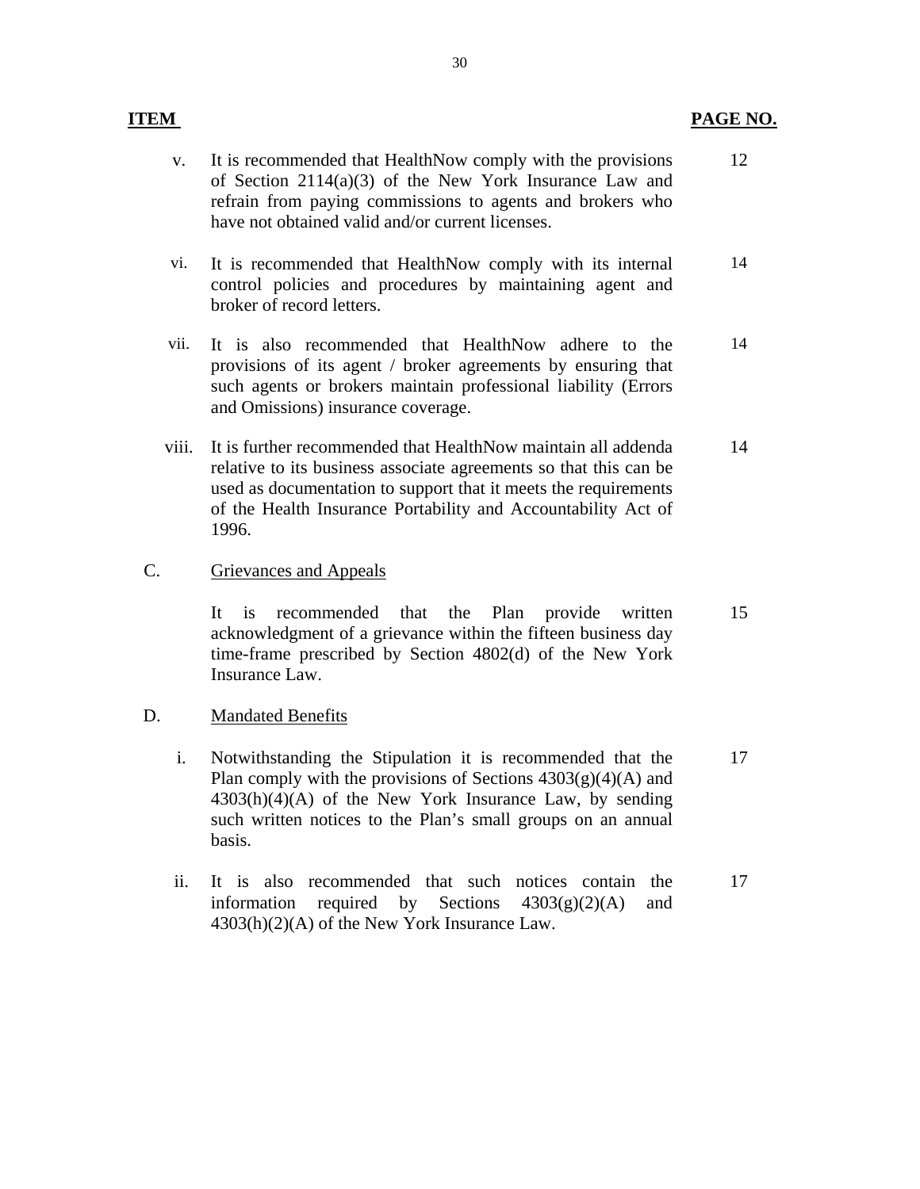| ITEM | | PAGE NO. |
|---|---|---|
| v. | It is recommended that HealthNow comply with the provisions of Section 2114(a)(3) of the New York Insurance Law and refrain from paying commissions to agents and brokers who have not obtained valid and/or current licenses. | 12 |
| vi. | It is recommended that HealthNow comply with its internal control policies and procedures by maintaining agent and broker of record letters. | 14 |
| vii. | It is also recommended that HealthNow adhere to the provisions of its agent / broker agreements by ensuring that such agents or brokers maintain professional liability (Errors and Omissions) insurance coverage. | 14 |
| viii. | It is further recommended that HealthNow maintain all addenda relative to its business associate agreements so that this can be used as documentation to support that it meets the requirements of the Health Insurance Portability and Accountability Act of 1996. | 14 |
| C. | Grievances and Appeals | |
| | It is recommended that the Plan provide written acknowledgment of a grievance within the fifteen business day time-frame prescribed by Section 4802(d) of the New York Insurance Law. | 15 |
| D. | Mandated Benefits | |
| i. | Notwithstanding the Stipulation it is recommended that the Plan comply with the provisions of Sections 4303(g)(4)(A) and 4303(h)(4)(A) of the New York Insurance Law, by sending such written notices to the Plan's small groups on an annual basis. | 17 |
| ii. | It is also recommended that such notices contain the information required by Sections 4303(g)(2)(A) and 4303(h)(2)(A) of the New York Insurance Law. | 17 |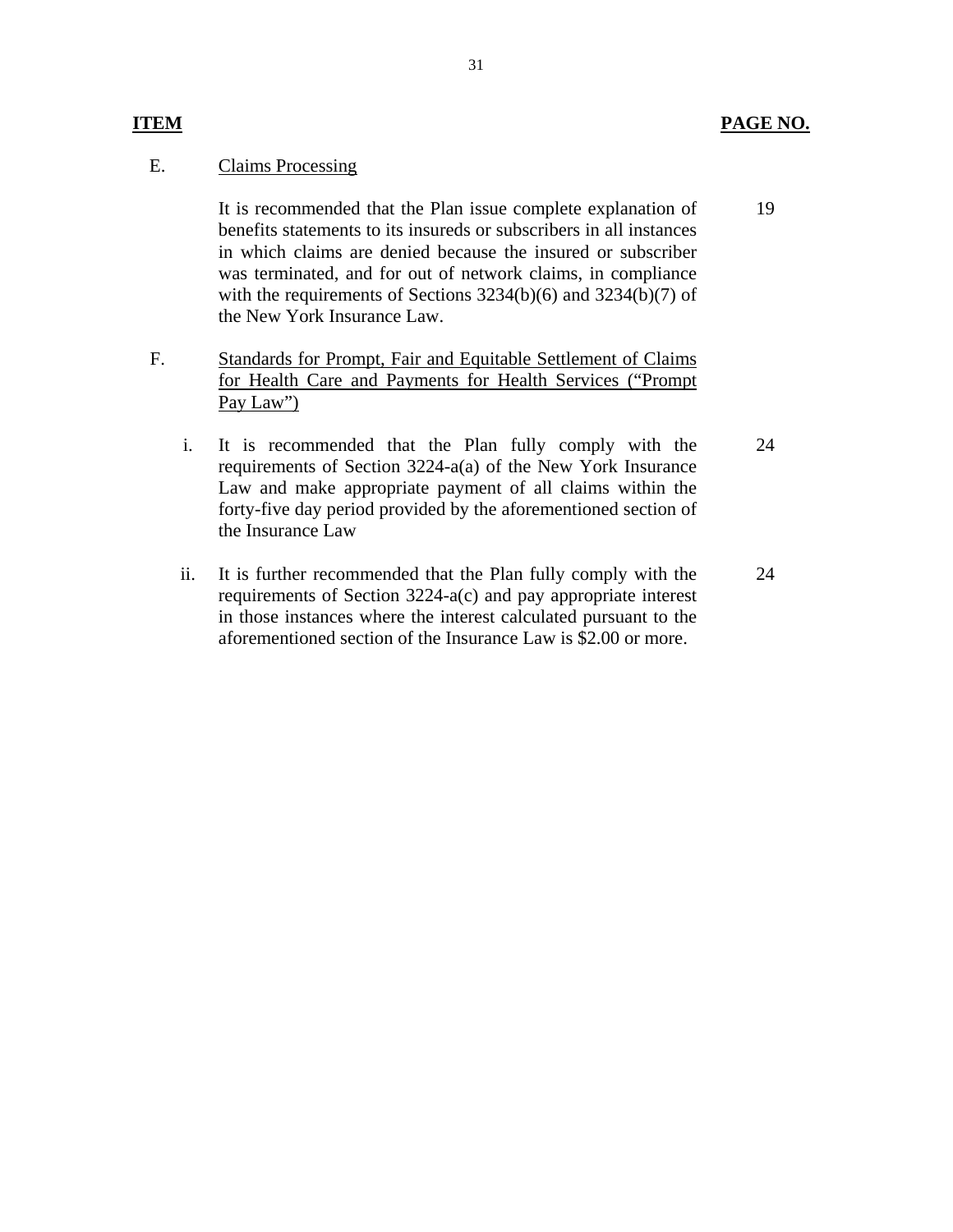| ITEM | | PAGE NO. |
|---|---|---|
| E. | Claims Processing | |
| | It is recommended that the Plan issue complete explanation of benefits statements to its insureds or subscribers in all instances in which claims are denied because the insured or subscriber was terminated, and for out of network claims, in compliance with the requirements of Sections 3234(b)(6) and 3234(b)(7) of the New York Insurance Law. | 19 |
| F. | Standards for Prompt, Fair and Equitable Settlement of Claims for Health Care and Payments for Health Services ("Prompt Pay Law") | |
| i. | It is recommended that the Plan fully comply with the requirements of Section 3224-a(a) of the New York Insurance Law and make appropriate payment of all claims within the forty-five day period provided by the aforementioned section of the Insurance Law | 24 |
| ii. | It is further recommended that the Plan fully comply with the requirements of Section 3224-a(c) and pay appropriate interest in those instances where the interest calculated pursuant to the aforementioned section of the Insurance Law is $2.00 or more. | 24 |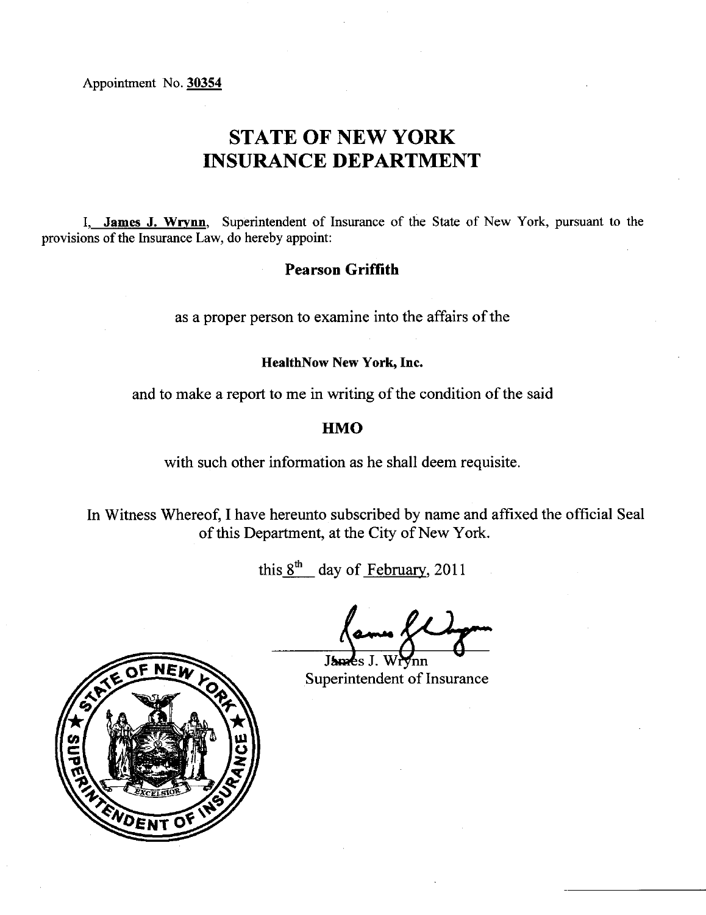Appointment No. **30354**

# STATE OF NEW YORK
# INSURANCE DEPARTMENT

I, **James J. Wrynn**, Superintendent of Insurance of the State of New York, pursuant to the provisions of the Insurance Law, do hereby appoint:

**Pearson Griffith**

as a proper person to examine into the affairs of the

**HealthNow New York, Inc.**

and to make a report to me in writing of the condition of the said

**HMO**

with such other information as he shall deem requisite.

In Witness Whereof, I have hereunto subscribed by name and affixed the official Seal of this Department, at the City of New York.

this 8th day of February, 2011

James J. Wrynn
Superintendent of Insurance

STATE OF NEW YORK SUPERINTENDENT OF INSURANCE

EXCELSIOR